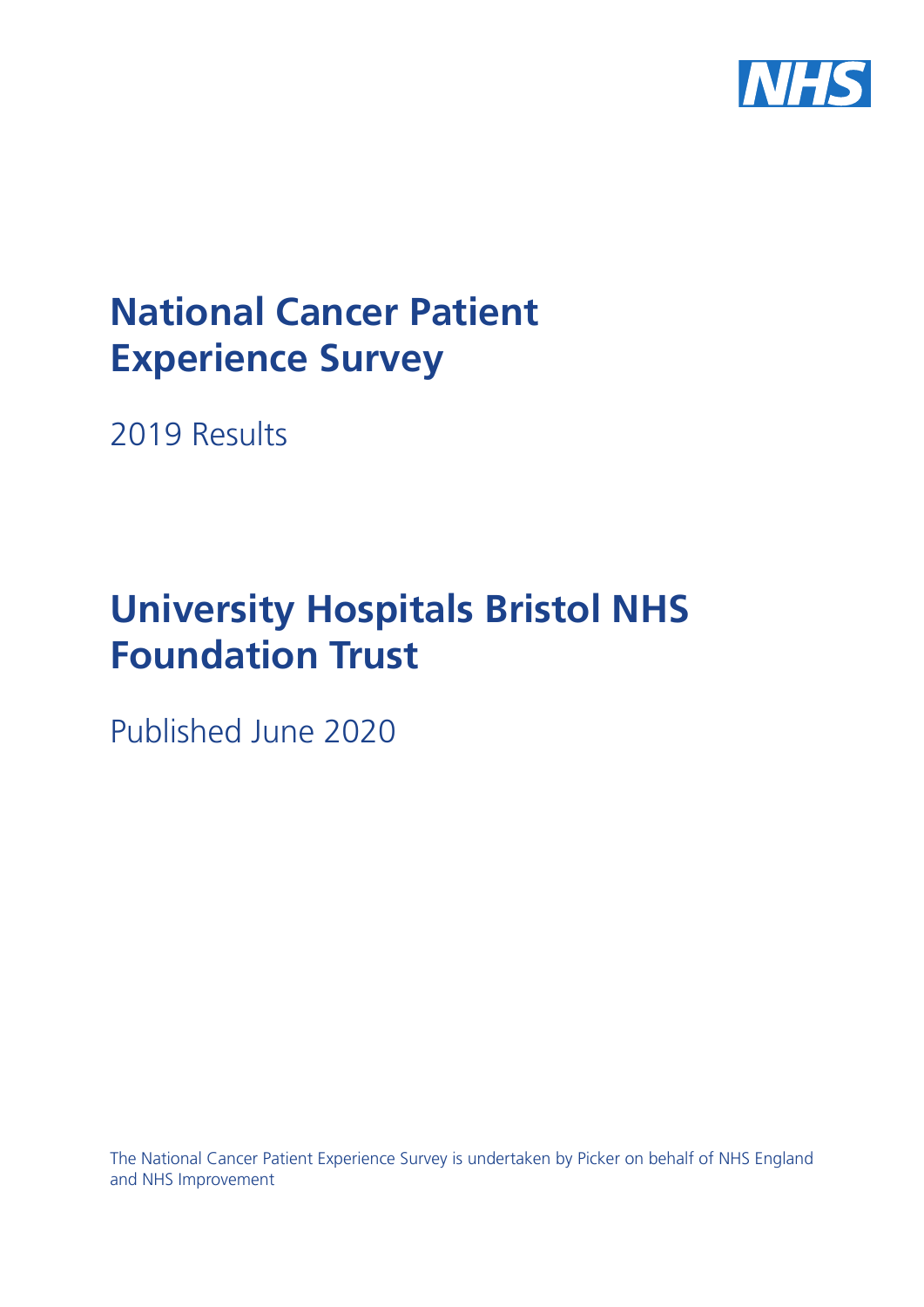NHS

# National Cancer Patient Experience Survey

2019 Results

# University Hospitals Bristol NHS Foundation Trust

Published June 2020

The National Cancer Patient Experience Survey is undertaken by Picker on behalf of NHS England and NHS Improvement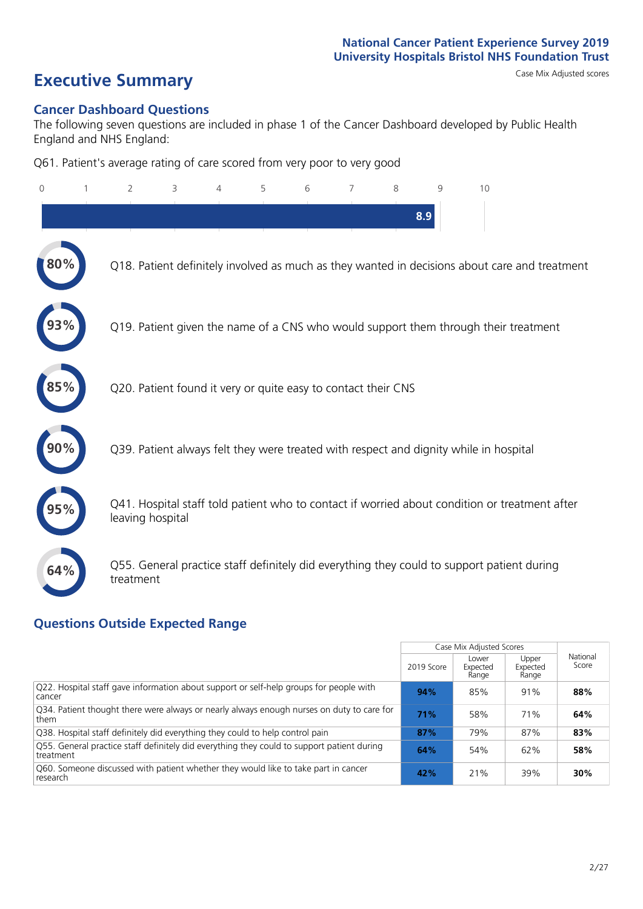# Executive Summary

Case Mix Adjusted scores

## Cancer Dashboard Questions

The following seven questions are included in phase 1 of the Cancer Dashboard developed by Public Health England and NHS England:

Q61. Patient's average rating of care scored from very poor to very good

8.9

80% Q18. Patient definitely involved as much as they wanted in decisions about care and treatment

93% Q19. Patient given the name of a CNS who would support them through their treatment

85% Q20. Patient found it very or quite easy to contact their CNS

90% Q39. Patient always felt they were treated with respect and dignity while in hospital

95% Q41. Hospital staff told patient who to contact if worried about condition or treatment after leaving hospital

64% Q55. General practice staff definitely did everything they could to support patient during treatment

## Questions Outside Expected Range

| | Case Mix Adjusted Scores | | | National Score |
|---|---|---|---|---|
| | 2019 Score | Lower Expected Range | Upper Expected Range | |
| Q22. Hospital staff gave information about support or self-help groups for people with cancer | **94%** | 85% | 91% | **88%** |
| Q34. Patient thought there were always or nearly always enough nurses on duty to care for them | **71%** | 58% | 71% | **64%** |
| Q38. Hospital staff definitely did everything they could to help control pain | **87%** | 79% | 87% | **83%** |
| Q55. General practice staff definitely did everything they could to support patient during treatment | **64%** | 54% | 62% | **58%** |
| Q60. Someone discussed with patient whether they would like to take part in cancer research | **42%** | 21% | 39% | **30%** |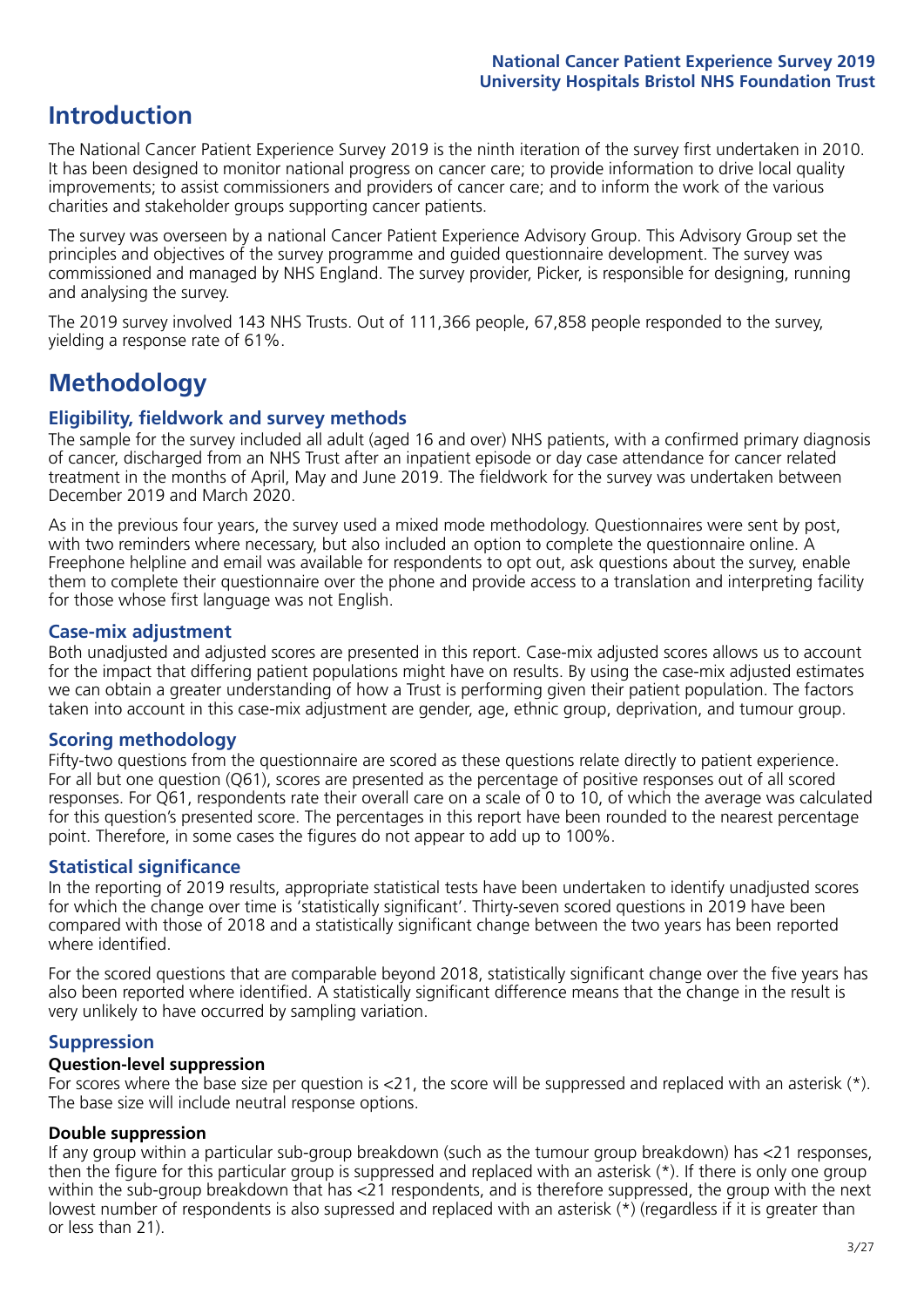# Introduction

The National Cancer Patient Experience Survey 2019 is the ninth iteration of the survey first undertaken in 2010. It has been designed to monitor national progress on cancer care; to provide information to drive local quality improvements; to assist commissioners and providers of cancer care; and to inform the work of the various charities and stakeholder groups supporting cancer patients.

The survey was overseen by a national Cancer Patient Experience Advisory Group. This Advisory Group set the principles and objectives of the survey programme and guided questionnaire development. The survey was commissioned and managed by NHS England. The survey provider, Picker, is responsible for designing, running and analysing the survey.

The 2019 survey involved 143 NHS Trusts. Out of 111,366 people, 67,858 people responded to the survey, yielding a response rate of 61%.

# Methodology

## Eligibility, fieldwork and survey methods

The sample for the survey included all adult (aged 16 and over) NHS patients, with a confirmed primary diagnosis of cancer, discharged from an NHS Trust after an inpatient episode or day case attendance for cancer related treatment in the months of April, May and June 2019. The fieldwork for the survey was undertaken between December 2019 and March 2020.

As in the previous four years, the survey used a mixed mode methodology. Questionnaires were sent by post, with two reminders where necessary, but also included an option to complete the questionnaire online. A Freephone helpline and email was available for respondents to opt out, ask questions about the survey, enable them to complete their questionnaire over the phone and provide access to a translation and interpreting facility for those whose first language was not English.

## Case-mix adjustment

Both unadjusted and adjusted scores are presented in this report. Case-mix adjusted scores allows us to account for the impact that differing patient populations might have on results. By using the case-mix adjusted estimates we can obtain a greater understanding of how a Trust is performing given their patient population. The factors taken into account in this case-mix adjustment are gender, age, ethnic group, deprivation, and tumour group.

## Scoring methodology

Fifty-two questions from the questionnaire are scored as these questions relate directly to patient experience. For all but one question (Q61), scores are presented as the percentage of positive responses out of all scored responses. For Q61, respondents rate their overall care on a scale of 0 to 10, of which the average was calculated for this question's presented score. The percentages in this report have been rounded to the nearest percentage point. Therefore, in some cases the figures do not appear to add up to 100%.

## Statistical significance

In the reporting of 2019 results, appropriate statistical tests have been undertaken to identify unadjusted scores for which the change over time is 'statistically significant'. Thirty-seven scored questions in 2019 have been compared with those of 2018 and a statistically significant change between the two years has been reported where identified.

For the scored questions that are comparable beyond 2018, statistically significant change over the five years has also been reported where identified. A statistically significant difference means that the change in the result is very unlikely to have occurred by sampling variation.

## Suppression

### Question-level suppression

For scores where the base size per question is <21, the score will be suppressed and replaced with an asterisk (*). The base size will include neutral response options.

### Double suppression

If any group within a particular sub-group breakdown (such as the tumour group breakdown) has <21 responses, then the figure for this particular group is suppressed and replaced with an asterisk (*). If there is only one group within the sub-group breakdown that has <21 respondents, and is therefore suppressed, the group with the next lowest number of respondents is also supressed and replaced with an asterisk (*) (regardless if it is greater than or less than 21).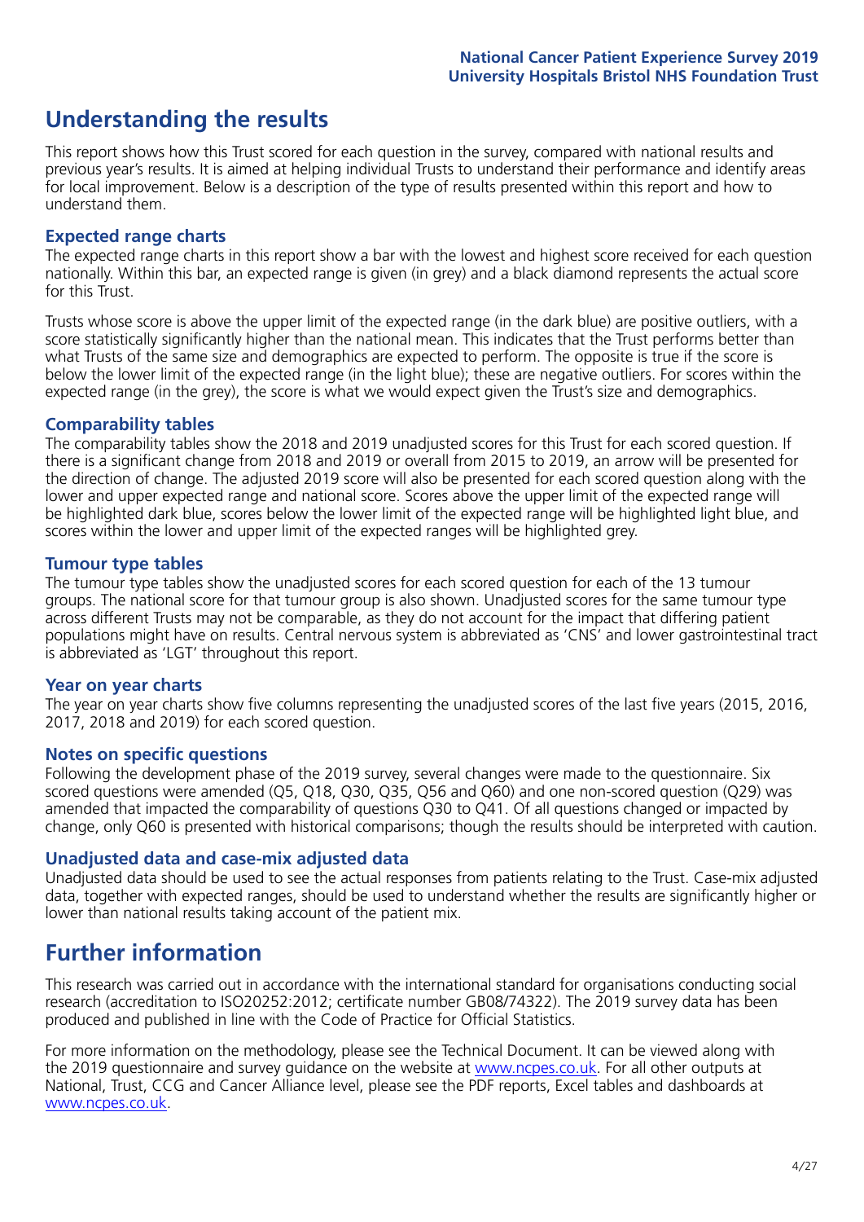# Understanding the results

This report shows how this Trust scored for each question in the survey, compared with national results and previous year's results. It is aimed at helping individual Trusts to understand their performance and identify areas for local improvement. Below is a description of the type of results presented within this report and how to understand them.

## Expected range charts

The expected range charts in this report show a bar with the lowest and highest score received for each question nationally. Within this bar, an expected range is given (in grey) and a black diamond represents the actual score for this Trust.

Trusts whose score is above the upper limit of the expected range (in the dark blue) are positive outliers, with a score statistically significantly higher than the national mean. This indicates that the Trust performs better than what Trusts of the same size and demographics are expected to perform. The opposite is true if the score is below the lower limit of the expected range (in the light blue); these are negative outliers. For scores within the expected range (in the grey), the score is what we would expect given the Trust's size and demographics.

## Comparability tables

The comparability tables show the 2018 and 2019 unadjusted scores for this Trust for each scored question. If there is a significant change from 2018 and 2019 or overall from 2015 to 2019, an arrow will be presented for the direction of change. The adjusted 2019 score will also be presented for each scored question along with the lower and upper expected range and national score. Scores above the upper limit of the expected range will be highlighted dark blue, scores below the lower limit of the expected range will be highlighted light blue, and scores within the lower and upper limit of the expected ranges will be highlighted grey.

## Tumour type tables

The tumour type tables show the unadjusted scores for each scored question for each of the 13 tumour groups. The national score for that tumour group is also shown. Unadjusted scores for the same tumour type across different Trusts may not be comparable, as they do not account for the impact that differing patient populations might have on results. Central nervous system is abbreviated as 'CNS' and lower gastrointestinal tract is abbreviated as 'LGT' throughout this report.

## Year on year charts

The year on year charts show five columns representing the unadjusted scores of the last five years (2015, 2016, 2017, 2018 and 2019) for each scored question.

## Notes on specific questions

Following the development phase of the 2019 survey, several changes were made to the questionnaire. Six scored questions were amended (Q5, Q18, Q30, Q35, Q56 and Q60) and one non-scored question (Q29) was amended that impacted the comparability of questions Q30 to Q41. Of all questions changed or impacted by change, only Q60 is presented with historical comparisons; though the results should be interpreted with caution.

## Unadjusted data and case-mix adjusted data

Unadjusted data should be used to see the actual responses from patients relating to the Trust. Case-mix adjusted data, together with expected ranges, should be used to understand whether the results are significantly higher or lower than national results taking account of the patient mix.

# Further information

This research was carried out in accordance with the international standard for organisations conducting social research (accreditation to ISO20252:2012; certificate number GB08/74322). The 2019 survey data has been produced and published in line with the Code of Practice for Official Statistics.

For more information on the methodology, please see the Technical Document. It can be viewed along with the 2019 questionnaire and survey guidance on the website at www.ncpes.co.uk. For all other outputs at National, Trust, CCG and Cancer Alliance level, please see the PDF reports, Excel tables and dashboards at www.ncpes.co.uk.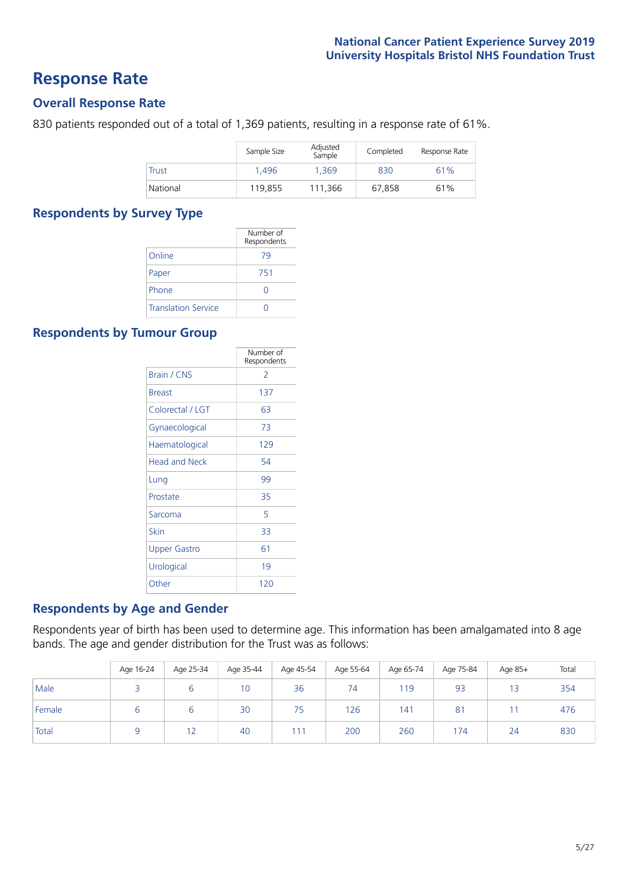# Response Rate

## Overall Response Rate

830 patients responded out of a total of 1,369 patients, resulting in a response rate of 61%.

| | Sample Size | Adjusted Sample | Completed | Response Rate |
|---|---|---|---|---|
| Trust | 1,496 | 1,369 | 830 | 61% |
| National | 119,855 | 111,366 | 67,858 | 61% |

## Respondents by Survey Type

| | Number of Respondents |
|---|---|
| Online | 79 |
| Paper | 751 |
| Phone | 0 |
| Translation Service | 0 |

## Respondents by Tumour Group

| | Number of Respondents |
|---|---|
| Brain / CNS | 2 |
| Breast | 137 |
| Colorectal / LGT | 63 |
| Gynaecological | 73 |
| Haematological | 129 |
| Head and Neck | 54 |
| Lung | 99 |
| Prostate | 35 |
| Sarcoma | 5 |
| Skin | 33 |
| Upper Gastro | 61 |
| Urological | 19 |
| Other | 120 |

## Respondents by Age and Gender

Respondents year of birth has been used to determine age. This information has been amalgamated into 8 age bands. The age and gender distribution for the Trust was as follows:

| | Age 16-24 | Age 25-34 | Age 35-44 | Age 45-54 | Age 55-64 | Age 65-74 | Age 75-84 | Age 85+ | Total |
|---|---|---|---|---|---|---|---|---|---|
| Male | 3 | 6 | 10 | 36 | 74 | 119 | 93 | 13 | 354 |
| Female | 6 | 6 | 30 | 75 | 126 | 141 | 81 | 11 | 476 |
| Total | 9 | 12 | 40 | 111 | 200 | 260 | 174 | 24 | 830 |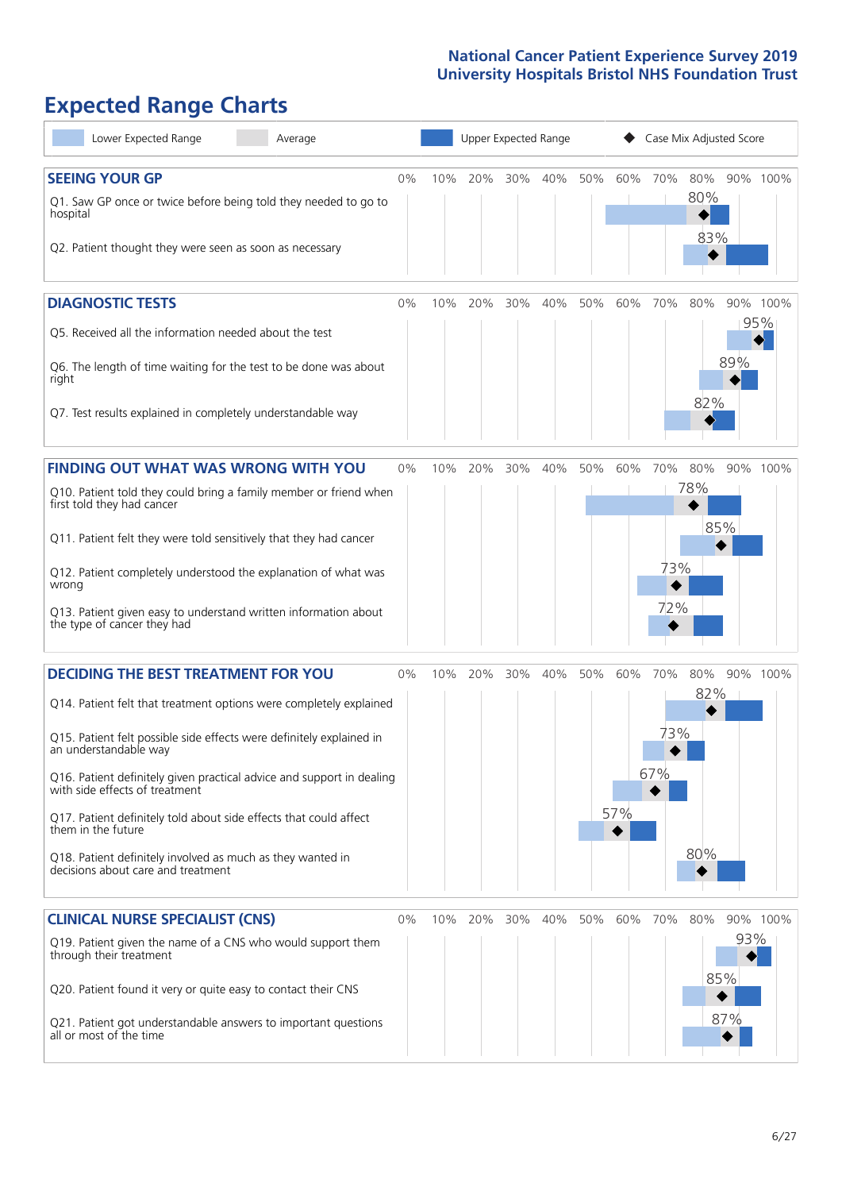## Expected Range Charts

Lower Expected Range | Average | Upper Expected Range | ◆ Case Mix Adjusted Score

### SEEING YOUR GP

| Question | Case Mix Adjusted Score |
|---|---|
| Q1. Saw GP once or twice before being told they needed to go to hospital | 80% |
| Q2. Patient thought they were seen as soon as necessary | 83% |

### DIAGNOSTIC TESTS

| Question | Case Mix Adjusted Score |
|---|---|
| Q5. Received all the information needed about the test | 95% |
| Q6. The length of time waiting for the test to be done was about right | 89% |
| Q7. Test results explained in completely understandable way | 82% |

### FINDING OUT WHAT WAS WRONG WITH YOU

| Question | Case Mix Adjusted Score |
|---|---|
| Q10. Patient told they could bring a family member or friend when first told they had cancer | 78% |
| Q11. Patient felt they were told sensitively that they had cancer | 85% |
| Q12. Patient completely understood the explanation of what was wrong | 73% |
| Q13. Patient given easy to understand written information about the type of cancer they had | 72% |

### DECIDING THE BEST TREATMENT FOR YOU

| Question | Case Mix Adjusted Score |
|---|---|
| Q14. Patient felt that treatment options were completely explained | 82% |
| Q15. Patient felt possible side effects were definitely explained in an understandable way | 73% |
| Q16. Patient definitely given practical advice and support in dealing with side effects of treatment | 67% |
| Q17. Patient definitely told about side effects that could affect them in the future | 57% |
| Q18. Patient definitely involved as much as they wanted in decisions about care and treatment | 80% |

### CLINICAL NURSE SPECIALIST (CNS)

| Question | Case Mix Adjusted Score |
|---|---|
| Q19. Patient given the name of a CNS who would support them through their treatment | 93% |
| Q20. Patient found it very or quite easy to contact their CNS | 85% |
| Q21. Patient got understandable answers to important questions all or most of the time | 87% |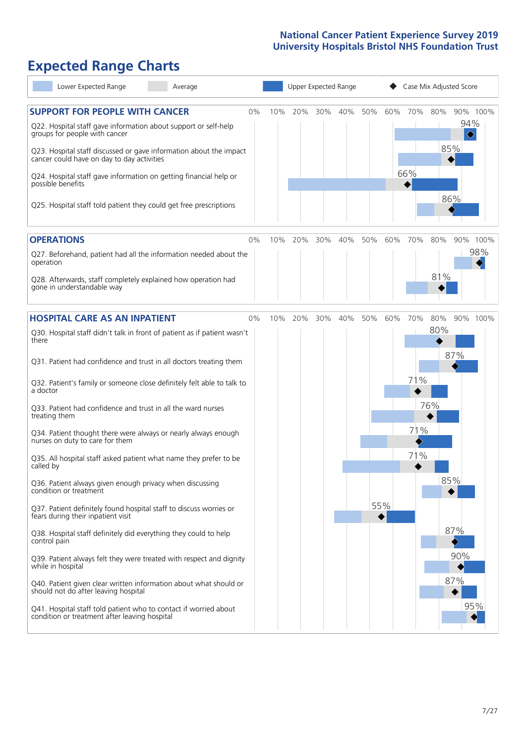# Expected Range Charts

Legend: Lower Expected Range | Average | Upper Expected Range | Case Mix Adjusted Score

## SUPPORT FOR PEOPLE WITH CANCER

| Question | Case Mix Adjusted Score |
|---|---|
| Q22. Hospital staff gave information about support or self-help groups for people with cancer | 94% |
| Q23. Hospital staff discussed or gave information about the impact cancer could have on day to day activities | 85% |
| Q24. Hospital staff gave information on getting financial help or possible benefits | 66% |
| Q25. Hospital staff told patient they could get free prescriptions | 86% |

## OPERATIONS

| Question | Case Mix Adjusted Score |
|---|---|
| Q27. Beforehand, patient had all the information needed about the operation | 98% |
| Q28. Afterwards, staff completely explained how operation had gone in understandable way | 81% |

## HOSPITAL CARE AS AN INPATIENT

| Question | Case Mix Adjusted Score |
|---|---|
| Q30. Hospital staff didn't talk in front of patient as if patient wasn't there | 80% |
| Q31. Patient had confidence and trust in all doctors treating them | 87% |
| Q32. Patient's family or someone close definitely felt able to talk to a doctor | 71% |
| Q33. Patient had confidence and trust in all the ward nurses treating them | 76% |
| Q34. Patient thought there were always or nearly always enough nurses on duty to care for them | 71% |
| Q35. All hospital staff asked patient what name they prefer to be called by | 71% |
| Q36. Patient always given enough privacy when discussing condition or treatment | 85% |
| Q37. Patient definitely found hospital staff to discuss worries or fears during their inpatient visit | 55% |
| Q38. Hospital staff definitely did everything they could to help control pain | 87% |
| Q39. Patient always felt they were treated with respect and dignity while in hospital | 90% |
| Q40. Patient given clear written information about what should or should not do after leaving hospital | 87% |
| Q41. Hospital staff told patient who to contact if worried about condition or treatment after leaving hospital | 95% |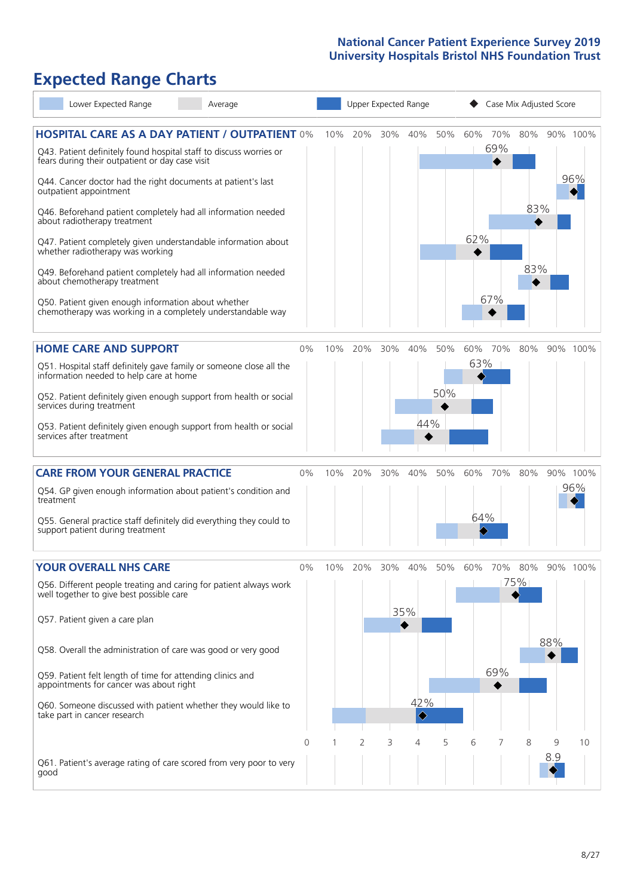# Expected Range Charts

Legend: Lower Expected Range | Average | Upper Expected Range | Case Mix Adjusted Score

## HOSPITAL CARE AS A DAY PATIENT / OUTPATIENT

| Question | Case Mix Adjusted Score |
|---|---|
| Q43. Patient definitely found hospital staff to discuss worries or fears during their outpatient or day case visit | 69% |
| Q44. Cancer doctor had the right documents at patient's last outpatient appointment | 96% |
| Q46. Beforehand patient completely had all information needed about radiotherapy treatment | 83% |
| Q47. Patient completely given understandable information about whether radiotherapy was working | 62% |
| Q49. Beforehand patient completely had all information needed about chemotherapy treatment | 83% |
| Q50. Patient given enough information about whether chemotherapy was working in a completely understandable way | 67% |

## HOME CARE AND SUPPORT

| Question | Case Mix Adjusted Score |
|---|---|
| Q51. Hospital staff definitely gave family or someone close all the information needed to help care at home | 63% |
| Q52. Patient definitely given enough support from health or social services during treatment | 50% |
| Q53. Patient definitely given enough support from health or social services after treatment | 44% |

## CARE FROM YOUR GENERAL PRACTICE

| Question | Case Mix Adjusted Score |
|---|---|
| Q54. GP given enough information about patient's condition and treatment | 96% |
| Q55. General practice staff definitely did everything they could to support patient during treatment | 64% |

## YOUR OVERALL NHS CARE

| Question | Case Mix Adjusted Score |
|---|---|
| Q56. Different people treating and caring for patient always work well together to give best possible care | 75% |
| Q57. Patient given a care plan | 35% |
| Q58. Overall the administration of care was good or very good | 88% |
| Q59. Patient felt length of time for attending clinics and appointments for cancer was about right | 69% |
| Q60. Someone discussed with patient whether they would like to take part in cancer research | 42% |
| Q61. Patient's average rating of care scored from very poor to very good | 8.9 |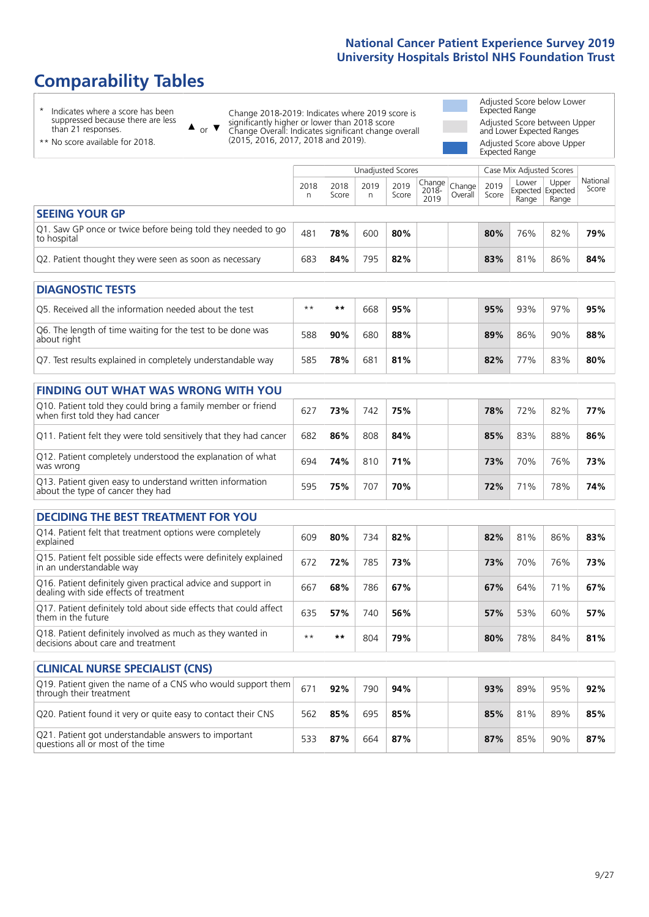# National Cancer Patient Experience Survey 2019
# University Hospitals Bristol NHS Foundation Trust

## Comparability Tables

\* Indicates where a score has been suppressed because there are less than 21 responses.

** No score available for 2018.

▲ or ▼ Change 2018-2019: Indicates where 2019 score is significantly higher or lower than 2018 score. Change Overall: Indicates significant change overall (2015, 2016, 2017, 2018 and 2019).

Adjusted Score below Lower Expected Range

Adjusted Score between Upper and Lower Expected Ranges

Adjusted Score above Upper Expected Range

| | Unadjusted Scores | | | | | | Case Mix Adjusted Scores | | | |
|---|---|---|---|---|---|---|---|---|---|---|
| | 2018 n | 2018 Score | 2019 n | 2019 Score | Change 2018-2019 | Change Overall | 2019 Score | Lower Expected Range | Upper Expected Range | National Score |
| **SEEING YOUR GP** | | | | | | | | | | |
| Q1. Saw GP once or twice before being told they needed to go to hospital | 481 | 78% | 600 | 80% | | | 80% | 76% | 82% | 79% |
| Q2. Patient thought they were seen as soon as necessary | 683 | 84% | 795 | 82% | | | 83% | 81% | 86% | 84% |
| **DIAGNOSTIC TESTS** | | | | | | | | | | |
| Q5. Received all the information needed about the test | ** | ** | 668 | 95% | | | 95% | 93% | 97% | 95% |
| Q6. The length of time waiting for the test to be done was about right | 588 | 90% | 680 | 88% | | | 89% | 86% | 90% | 88% |
| Q7. Test results explained in completely understandable way | 585 | 78% | 681 | 81% | | | 82% | 77% | 83% | 80% |
| **FINDING OUT WHAT WAS WRONG WITH YOU** | | | | | | | | | | |
| Q10. Patient told they could bring a family member or friend when first told they had cancer | 627 | 73% | 742 | 75% | | | 78% | 72% | 82% | 77% |
| Q11. Patient felt they were told sensitively that they had cancer | 682 | 86% | 808 | 84% | | | 85% | 83% | 88% | 86% |
| Q12. Patient completely understood the explanation of what was wrong | 694 | 74% | 810 | 71% | | | 73% | 70% | 76% | 73% |
| Q13. Patient given easy to understand written information about the type of cancer they had | 595 | 75% | 707 | 70% | | | 72% | 71% | 78% | 74% |
| **DECIDING THE BEST TREATMENT FOR YOU** | | | | | | | | | | |
| Q14. Patient felt that treatment options were completely explained | 609 | 80% | 734 | 82% | | | 82% | 81% | 86% | 83% |
| Q15. Patient felt possible side effects were definitely explained in an understandable way | 672 | 72% | 785 | 73% | | | 73% | 70% | 76% | 73% |
| Q16. Patient definitely given practical advice and support in dealing with side effects of treatment | 667 | 68% | 786 | 67% | | | 67% | 64% | 71% | 67% |
| Q17. Patient definitely told about side effects that could affect them in the future | 635 | 57% | 740 | 56% | | | 57% | 53% | 60% | 57% |
| Q18. Patient definitely involved as much as they wanted in decisions about care and treatment | ** | ** | 804 | 79% | | | 80% | 78% | 84% | 81% |
| **CLINICAL NURSE SPECIALIST (CNS)** | | | | | | | | | | |
| Q19. Patient given the name of a CNS who would support them through their treatment | 671 | 92% | 790 | 94% | | | 93% | 89% | 95% | 92% |
| Q20. Patient found it very or quite easy to contact their CNS | 562 | 85% | 695 | 85% | | | 85% | 81% | 89% | 85% |
| Q21. Patient got understandable answers to important questions all or most of the time | 533 | 87% | 664 | 87% | | | 87% | 85% | 90% | 87% |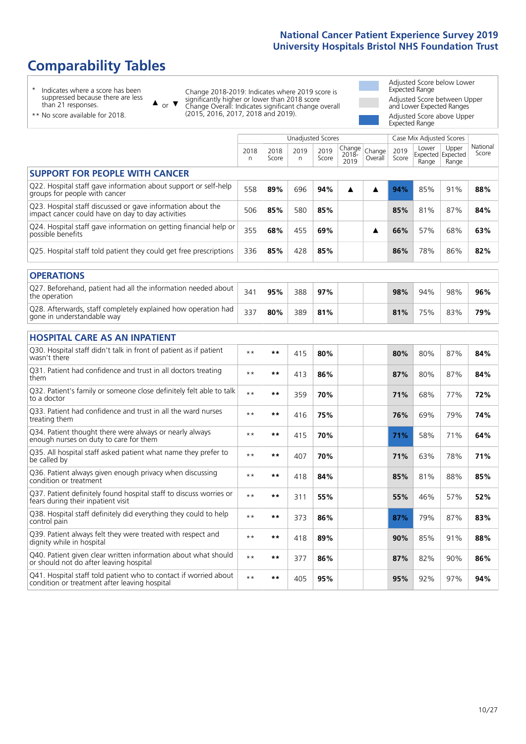# Comparability Tables

\* Indicates where a score has been suppressed because there are less than 21 responses.

** No score available for 2018.

▲ or ▼ Change 2018-2019: Indicates where 2019 score is significantly higher or lower than 2018 score. Change Overall: Indicates significant change overall (2015, 2016, 2017, 2018 and 2019).

Adjusted Score below Lower Expected Range

Adjusted Score between Upper and Lower Expected Ranges

Adjusted Score above Upper Expected Range

| | Unadjusted Scores | | | | | | Case Mix Adjusted Scores | | | |
|---|---|---|---|---|---|---|---|---|---|---|
| | 2018 n | 2018 Score | 2019 n | 2019 Score | Change 2018-2019 | Change Overall | 2019 Score | Lower Expected Range | Upper Expected Range | National Score |
| **SUPPORT FOR PEOPLE WITH CANCER** | | | | | | | | | | |
| Q22. Hospital staff gave information about support or self-help groups for people with cancer | 558 | **89%** | 696 | **94%** | ▲ | ▲ | **94%** | 85% | 91% | **88%** |
| Q23. Hospital staff discussed or gave information about the impact cancer could have on day to day activities | 506 | **85%** | 580 | **85%** | | | **85%** | 81% | 87% | **84%** |
| Q24. Hospital staff gave information on getting financial help or possible benefits | 355 | **68%** | 455 | **69%** | | ▲ | **66%** | 57% | 68% | **63%** |
| Q25. Hospital staff told patient they could get free prescriptions | 336 | **85%** | 428 | **85%** | | | **86%** | 78% | 86% | **82%** |
| **OPERATIONS** | | | | | | | | | | |
| Q27. Beforehand, patient had all the information needed about the operation | 341 | **95%** | 388 | **97%** | | | **98%** | 94% | 98% | **96%** |
| Q28. Afterwards, staff completely explained how operation had gone in understandable way | 337 | **80%** | 389 | **81%** | | | **81%** | 75% | 83% | **79%** |
| **HOSPITAL CARE AS AN INPATIENT** | | | | | | | | | | |
| Q30. Hospital staff didn't talk in front of patient as if patient wasn't there | ** | ** | 415 | **80%** | | | **80%** | 80% | 87% | **84%** |
| Q31. Patient had confidence and trust in all doctors treating them | ** | ** | 413 | **86%** | | | **87%** | 80% | 87% | **84%** |
| Q32. Patient's family or someone close definitely felt able to talk to a doctor | ** | ** | 359 | **70%** | | | **71%** | 68% | 77% | **72%** |
| Q33. Patient had confidence and trust in all the ward nurses treating them | ** | ** | 416 | **75%** | | | **76%** | 69% | 79% | **74%** |
| Q34. Patient thought there were always or nearly always enough nurses on duty to care for them | ** | ** | 415 | **70%** | | | **71%** | 58% | 71% | **64%** |
| Q35. All hospital staff asked patient what name they prefer to be called by | ** | ** | 407 | **70%** | | | **71%** | 63% | 78% | **71%** |
| Q36. Patient always given enough privacy when discussing condition or treatment | ** | ** | 418 | **84%** | | | **85%** | 81% | 88% | **85%** |
| Q37. Patient definitely found hospital staff to discuss worries or fears during their inpatient visit | ** | ** | 311 | **55%** | | | **55%** | 46% | 57% | **52%** |
| Q38. Hospital staff definitely did everything they could to help control pain | ** | ** | 373 | **86%** | | | **87%** | 79% | 87% | **83%** |
| Q39. Patient always felt they were treated with respect and dignity while in hospital | ** | ** | 418 | **89%** | | | **90%** | 85% | 91% | **88%** |
| Q40. Patient given clear written information about what should or should not do after leaving hospital | ** | ** | 377 | **86%** | | | **87%** | 82% | 90% | **86%** |
| Q41. Hospital staff told patient who to contact if worried about condition or treatment after leaving hospital | ** | ** | 405 | **95%** | | | **95%** | 92% | 97% | **94%** |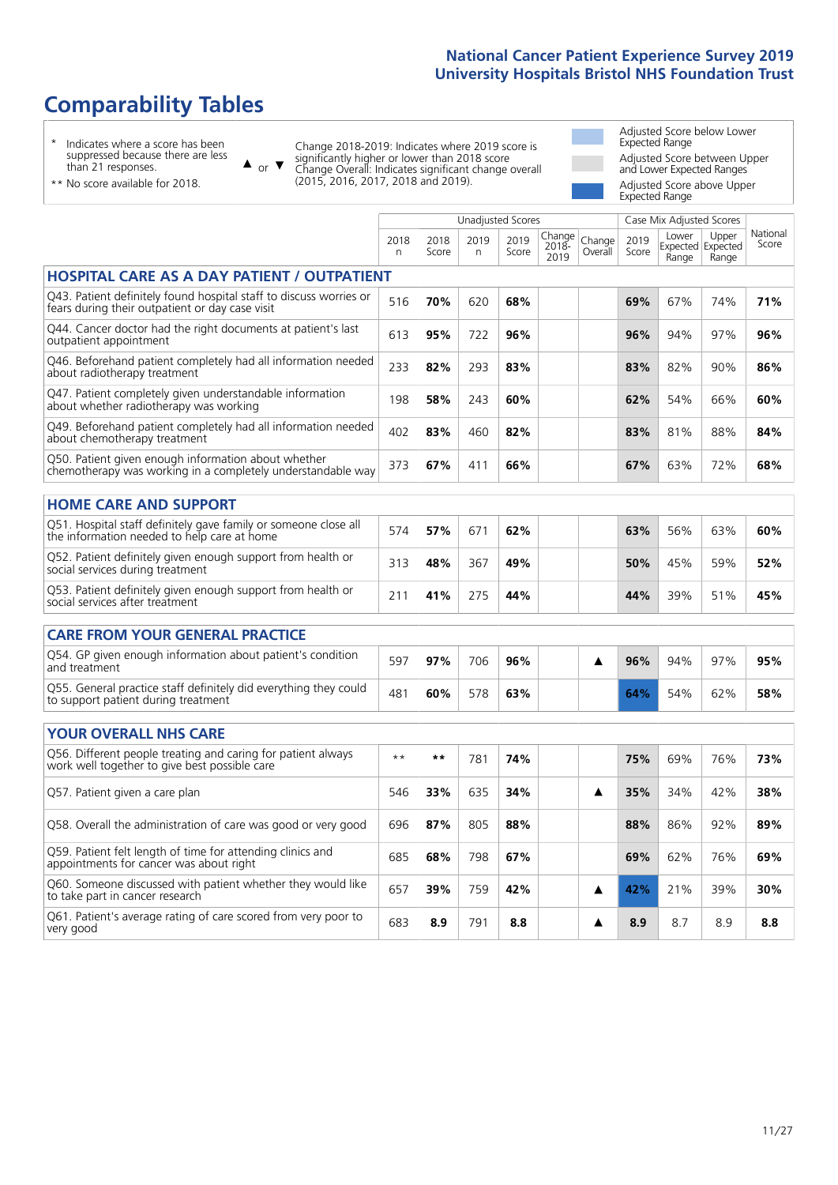# Comparability Tables

\* Indicates where a score has been suppressed because there are less than 21 responses.

\*\* No score available for 2018.

▲ or ▼ Change 2018-2019: Indicates where 2019 score is significantly higher or lower than 2018 score. Change Overall: Indicates significant change overall (2015, 2016, 2017, 2018 and 2019).

Adjusted Score below Lower Expected Range

Adjusted Score between Upper and Lower Expected Ranges

Adjusted Score above Upper Expected Range

| | Unadjusted Scores | | | | | | Case Mix Adjusted Scores | | | |
|---|---|---|---|---|---|---|---|---|---|---|
| | 2018 n | 2018 Score | 2019 n | 2019 Score | Change 2018-2019 | Change Overall | 2019 Score | Lower Expected Range | Upper Expected Range | National Score |
| **HOSPITAL CARE AS A DAY PATIENT / OUTPATIENT** | | | | | | | | | | |
| Q43. Patient definitely found hospital staff to discuss worries or fears during their outpatient or day case visit | 516 | **70%** | 620 | **68%** | | | **69%** | 67% | 74% | **71%** |
| Q44. Cancer doctor had the right documents at patient's last outpatient appointment | 613 | **95%** | 722 | **96%** | | | **96%** | 94% | 97% | **96%** |
| Q46. Beforehand patient completely had all information needed about radiotherapy treatment | 233 | **82%** | 293 | **83%** | | | **83%** | 82% | 90% | **86%** |
| Q47. Patient completely given understandable information about whether radiotherapy was working | 198 | **58%** | 243 | **60%** | | | **62%** | 54% | 66% | **60%** |
| Q49. Beforehand patient completely had all information needed about chemotherapy treatment | 402 | **83%** | 460 | **82%** | | | **83%** | 81% | 88% | **84%** |
| Q50. Patient given enough information about whether chemotherapy was working in a completely understandable way | 373 | **67%** | 411 | **66%** | | | **67%** | 63% | 72% | **68%** |
| **HOME CARE AND SUPPORT** | | | | | | | | | | |
| Q51. Hospital staff definitely gave family or someone close all the information needed to help care at home | 574 | **57%** | 671 | **62%** | | | **63%** | 56% | 63% | **60%** |
| Q52. Patient definitely given enough support from health or social services during treatment | 313 | **48%** | 367 | **49%** | | | **50%** | 45% | 59% | **52%** |
| Q53. Patient definitely given enough support from health or social services after treatment | 211 | **41%** | 275 | **44%** | | | **44%** | 39% | 51% | **45%** |
| **CARE FROM YOUR GENERAL PRACTICE** | | | | | | | | | | |
| Q54. GP given enough information about patient's condition and treatment | 597 | **97%** | 706 | **96%** | | ▲ | **96%** | 94% | 97% | **95%** |
| Q55. General practice staff definitely did everything they could to support patient during treatment | 481 | **60%** | 578 | **63%** | | | **64%** | 54% | 62% | **58%** |
| **YOUR OVERALL NHS CARE** | | | | | | | | | | |
| Q56. Different people treating and caring for patient always work well together to give best possible care | ** | ** | 781 | **74%** | | | **75%** | 69% | 76% | **73%** |
| Q57. Patient given a care plan | 546 | **33%** | 635 | **34%** | | ▲ | **35%** | 34% | 42% | **38%** |
| Q58. Overall the administration of care was good or very good | 696 | **87%** | 805 | **88%** | | | **88%** | 86% | 92% | **89%** |
| Q59. Patient felt length of time for attending clinics and appointments for cancer was about right | 685 | **68%** | 798 | **67%** | | | **69%** | 62% | 76% | **69%** |
| Q60. Someone discussed with patient whether they would like to take part in cancer research | 657 | **39%** | 759 | **42%** | | ▲ | **42%** | 21% | 39% | **30%** |
| Q61. Patient's average rating of care scored from very poor to very good | 683 | **8.9** | 791 | **8.8** | | ▲ | **8.9** | 8.7 | 8.9 | **8.8** |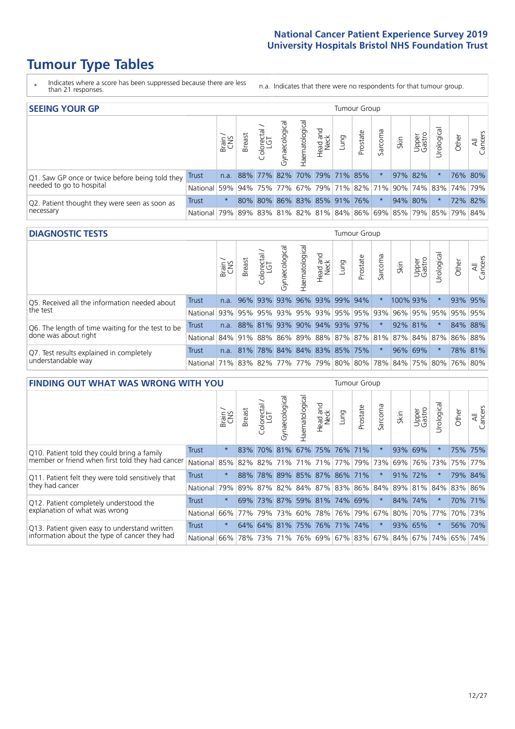# Tumour Type Tables

\* Indicates where a score has been suppressed because there are less than 21 responses.

n.a. Indicates that there were no respondents for that tumour group.

## SEEING YOUR GP

| | | Brain / CNS | Breast | Colorectal / LGT | Gynaecological | Haematological | Head and Neck | Lung | Prostate | Sarcoma | Skin | Upper Gastro | Urological | Other | All Cancers |
|---|---|---|---|---|---|---|---|---|---|---|---|---|---|---|---|
| Q1. Saw GP once or twice before being told they needed to go to hospital | Trust | n.a. | 88% | 77% | 82% | 70% | 79% | 71% | 85% | * | 97% | 82% | * | 76% | 80% |
| | National | 59% | 94% | 75% | 77% | 67% | 79% | 71% | 82% | 71% | 90% | 74% | 83% | 74% | 79% |
| Q2. Patient thought they were seen as soon as necessary | Trust | * | 80% | 80% | 86% | 83% | 85% | 91% | 76% | * | 94% | 80% | * | 72% | 82% |
| | National | 79% | 89% | 83% | 81% | 82% | 81% | 84% | 86% | 69% | 85% | 79% | 85% | 79% | 84% |

## DIAGNOSTIC TESTS

| | | Brain / CNS | Breast | Colorectal / LGT | Gynaecological | Haematological | Head and Neck | Lung | Prostate | Sarcoma | Skin | Upper Gastro | Urological | Other | All Cancers |
|---|---|---|---|---|---|---|---|---|---|---|---|---|---|---|---|
| Q5. Received all the information needed about the test | Trust | n.a. | 96% | 93% | 93% | 96% | 93% | 99% | 94% | * | 100% | 93% | * | 93% | 95% |
| | National | 93% | 95% | 95% | 93% | 95% | 93% | 95% | 95% | 93% | 96% | 95% | 95% | 95% | 95% |
| Q6. The length of time waiting for the test to be done was about right | Trust | n.a. | 88% | 81% | 93% | 90% | 94% | 93% | 97% | * | 92% | 81% | * | 84% | 88% |
| | National | 84% | 91% | 88% | 86% | 89% | 88% | 87% | 87% | 81% | 87% | 84% | 87% | 86% | 88% |
| Q7. Test results explained in completely understandable way | Trust | n.a. | 81% | 78% | 84% | 84% | 83% | 85% | 75% | * | 96% | 69% | * | 78% | 81% |
| | National | 71% | 83% | 82% | 77% | 77% | 79% | 80% | 80% | 78% | 84% | 75% | 80% | 76% | 80% |

## FINDING OUT WHAT WAS WRONG WITH YOU

| | | Brain / CNS | Breast | Colorectal / LGT | Gynaecological | Haematological | Head and Neck | Lung | Prostate | Sarcoma | Skin | Upper Gastro | Urological | Other | All Cancers |
|---|---|---|---|---|---|---|---|---|---|---|---|---|---|---|---|
| Q10. Patient told they could bring a family member or friend when first told they had cancer | Trust | * | 83% | 70% | 81% | 67% | 75% | 76% | 71% | * | 93% | 69% | * | 75% | 75% |
| | National | 85% | 82% | 82% | 71% | 71% | 71% | 77% | 79% | 73% | 69% | 76% | 73% | 75% | 77% |
| Q11. Patient felt they were told sensitively that they had cancer | Trust | * | 88% | 78% | 89% | 85% | 87% | 86% | 71% | * | 91% | 72% | * | 79% | 84% |
| | National | 79% | 89% | 87% | 82% | 84% | 87% | 83% | 86% | 84% | 89% | 81% | 84% | 83% | 86% |
| Q12. Patient completely understood the explanation of what was wrong | Trust | * | 69% | 73% | 87% | 59% | 81% | 74% | 69% | * | 84% | 74% | * | 70% | 71% |
| | National | 66% | 77% | 79% | 73% | 60% | 78% | 76% | 79% | 67% | 80% | 70% | 77% | 70% | 73% |
| Q13. Patient given easy to understand written information about the type of cancer they had | Trust | * | 64% | 64% | 81% | 75% | 76% | 71% | 74% | * | 93% | 65% | * | 56% | 70% |
| | National | 66% | 78% | 73% | 71% | 76% | 69% | 67% | 83% | 67% | 84% | 67% | 74% | 65% | 74% |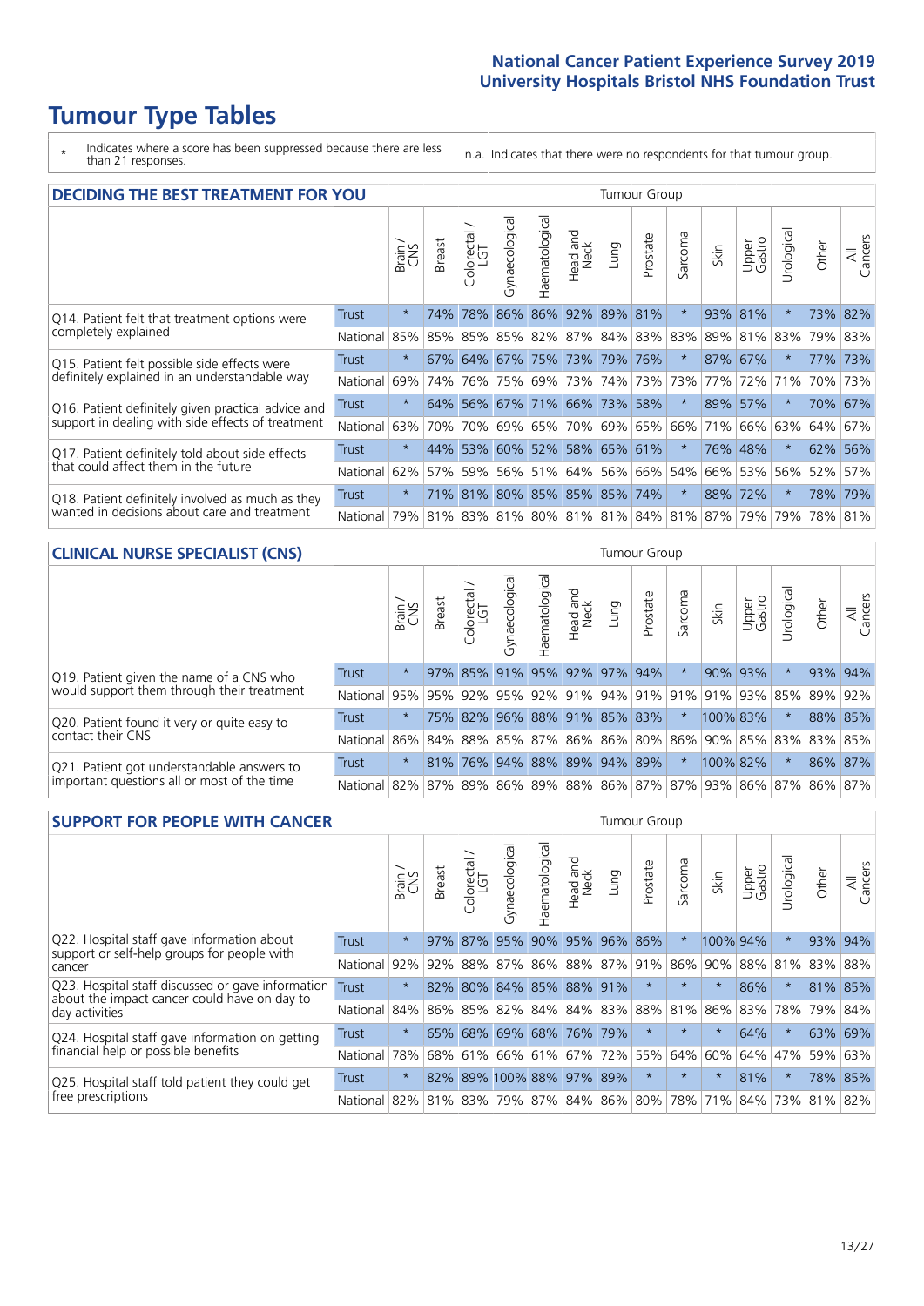# Tumour Type Tables

\* Indicates where a score has been suppressed because there are less than 21 responses.

n.a. Indicates that there were no respondents for that tumour group.

## DECIDING THE BEST TREATMENT FOR YOU

| | | Brain / CNS | Breast | Colorectal / LGT | Gynaecological | Haematological | Head and Neck | Lung | Prostate | Sarcoma | Skin | Upper Gastro | Urological | Other | All Cancers |
|---|---|---|---|---|---|---|---|---|---|---|---|---|---|---|---|
| Q14. Patient felt that treatment options were completely explained | Trust | * | 74% | 78% | 86% | 86% | 92% | 89% | 81% | * | 93% | 81% | * | 73% | 82% |
| | National | 85% | 85% | 85% | 85% | 82% | 87% | 84% | 83% | 83% | 89% | 81% | 83% | 79% | 83% |
| Q15. Patient felt possible side effects were definitely explained in an understandable way | Trust | * | 67% | 64% | 67% | 75% | 73% | 79% | 76% | * | 87% | 67% | * | 77% | 73% |
| | National | 69% | 74% | 76% | 75% | 69% | 73% | 74% | 73% | 73% | 77% | 72% | 71% | 70% | 73% |
| Q16. Patient definitely given practical advice and support in dealing with side effects of treatment | Trust | * | 64% | 56% | 67% | 71% | 66% | 73% | 58% | * | 89% | 57% | * | 70% | 67% |
| | National | 63% | 70% | 70% | 69% | 65% | 70% | 69% | 65% | 66% | 71% | 66% | 63% | 64% | 67% |
| Q17. Patient definitely told about side effects that could affect them in the future | Trust | * | 44% | 53% | 60% | 52% | 58% | 65% | 61% | * | 76% | 48% | * | 62% | 56% |
| | National | 62% | 57% | 59% | 56% | 51% | 64% | 56% | 66% | 54% | 66% | 53% | 56% | 52% | 57% |
| Q18. Patient definitely involved as much as they wanted in decisions about care and treatment | Trust | * | 71% | 81% | 80% | 85% | 85% | 85% | 74% | * | 88% | 72% | * | 78% | 79% |
| | National | 79% | 81% | 83% | 81% | 80% | 81% | 81% | 84% | 81% | 87% | 79% | 79% | 78% | 81% |

## CLINICAL NURSE SPECIALIST (CNS)

| | | Brain / CNS | Breast | Colorectal / LGT | Gynaecological | Haematological | Head and Neck | Lung | Prostate | Sarcoma | Skin | Upper Gastro | Urological | Other | All Cancers |
|---|---|---|---|---|---|---|---|---|---|---|---|---|---|---|---|
| Q19. Patient given the name of a CNS who would support them through their treatment | Trust | * | 97% | 85% | 91% | 95% | 92% | 97% | 94% | * | 90% | 93% | * | 93% | 94% |
| | National | 95% | 95% | 92% | 95% | 92% | 91% | 94% | 91% | 91% | 91% | 93% | 85% | 89% | 92% |
| Q20. Patient found it very or quite easy to contact their CNS | Trust | * | 75% | 82% | 96% | 88% | 91% | 85% | 83% | * | 100% | 83% | * | 88% | 85% |
| | National | 86% | 84% | 88% | 85% | 87% | 86% | 86% | 80% | 86% | 90% | 85% | 83% | 83% | 85% |
| Q21. Patient got understandable answers to important questions all or most of the time | Trust | * | 81% | 76% | 94% | 88% | 89% | 94% | 89% | * | 100% | 82% | * | 86% | 87% |
| | National | 82% | 87% | 89% | 86% | 89% | 88% | 86% | 87% | 87% | 93% | 86% | 87% | 86% | 87% |

## SUPPORT FOR PEOPLE WITH CANCER

| | | Brain / CNS | Breast | Colorectal / LGT | Gynaecological | Haematological | Head and Neck | Lung | Prostate | Sarcoma | Skin | Upper Gastro | Urological | Other | All Cancers |
|---|---|---|---|---|---|---|---|---|---|---|---|---|---|---|---|
| Q22. Hospital staff gave information about support or self-help groups for people with cancer | Trust | * | 97% | 87% | 95% | 90% | 95% | 96% | 86% | * | 100% | 94% | * | 93% | 94% |
| | National | 92% | 92% | 88% | 87% | 86% | 88% | 87% | 91% | 86% | 90% | 88% | 81% | 83% | 88% |
| Q23. Hospital staff discussed or gave information about the impact cancer could have on day to day activities | Trust | * | 82% | 80% | 84% | 85% | 88% | 91% | * | * | * | 86% | * | 81% | 85% |
| | National | 84% | 86% | 85% | 82% | 84% | 84% | 83% | 88% | 81% | 86% | 83% | 78% | 79% | 84% |
| Q24. Hospital staff gave information on getting financial help or possible benefits | Trust | * | 65% | 68% | 69% | 68% | 76% | 79% | * | * | * | 64% | * | 63% | 69% |
| | National | 78% | 68% | 61% | 66% | 61% | 67% | 72% | 55% | 64% | 60% | 64% | 47% | 59% | 63% |
| Q25. Hospital staff told patient they could get free prescriptions | Trust | * | 82% | 89% | 100% | 88% | 97% | 89% | * | * | * | 81% | * | 78% | 85% |
| | National | 82% | 81% | 83% | 79% | 87% | 84% | 86% | 80% | 78% | 71% | 84% | 73% | 81% | 82% |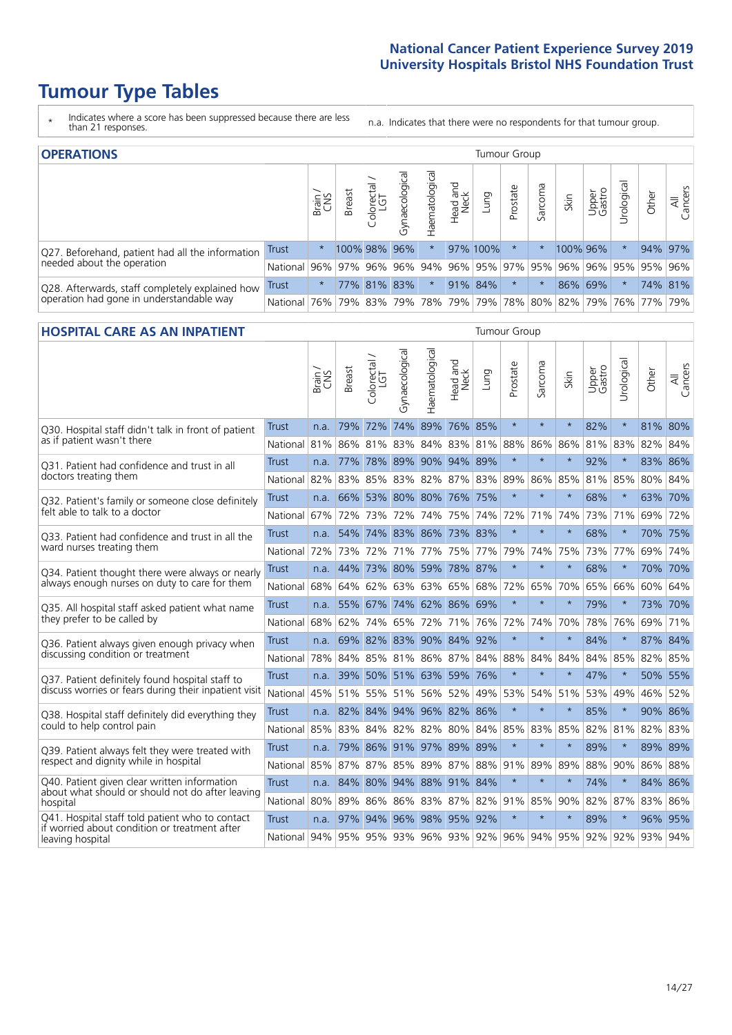# Tumour Type Tables

\* Indicates where a score has been suppressed because there are less than 21 responses.

n.a. Indicates that there were no respondents for that tumour group.

## OPERATIONS

| | | Brain / CNS | Breast | Colorectal / LGT | Gynaecological | Haematological | Head and Neck | Lung | Prostate | Sarcoma | Skin | Upper Gastro | Urological | Other | All Cancers |
|---|---|---|---|---|---|---|---|---|---|---|---|---|---|---|---|
| Q27. Beforehand, patient had all the information needed about the operation | Trust | * | 100% | 98% | 96% | * | 97% | 100% | * | * | 100% | 96% | * | 94% | 97% |
| | National | 96% | 97% | 96% | 96% | 94% | 96% | 95% | 97% | 95% | 96% | 96% | 95% | 95% | 96% |
| Q28. Afterwards, staff completely explained how operation had gone in understandable way | Trust | * | 77% | 81% | 83% | * | 91% | 84% | * | * | 86% | 69% | * | 74% | 81% |
| | National | 76% | 79% | 83% | 79% | 78% | 79% | 79% | 78% | 80% | 82% | 79% | 76% | 77% | 79% |

## HOSPITAL CARE AS AN INPATIENT

| | | Brain / CNS | Breast | Colorectal / LGT | Gynaecological | Haematological | Head and Neck | Lung | Prostate | Sarcoma | Skin | Upper Gastro | Urological | Other | All Cancers |
|---|---|---|---|---|---|---|---|---|---|---|---|---|---|---|---|
| Q30. Hospital staff didn't talk in front of patient as if patient wasn't there | Trust | n.a. | 79% | 72% | 74% | 89% | 76% | 85% | * | * | * | 82% | * | 81% | 80% |
| | National | 81% | 86% | 81% | 83% | 84% | 83% | 81% | 88% | 86% | 86% | 81% | 83% | 82% | 84% |
| Q31. Patient had confidence and trust in all doctors treating them | Trust | n.a. | 77% | 78% | 89% | 90% | 94% | 89% | * | * | * | 92% | * | 83% | 86% |
| | National | 82% | 83% | 85% | 83% | 82% | 87% | 83% | 89% | 86% | 85% | 81% | 85% | 80% | 84% |
| Q32. Patient's family or someone close definitely felt able to talk to a doctor | Trust | n.a. | 66% | 53% | 80% | 80% | 76% | 75% | * | * | * | 68% | * | 63% | 70% |
| | National | 67% | 72% | 73% | 72% | 74% | 75% | 74% | 72% | 71% | 74% | 73% | 71% | 69% | 72% |
| Q33. Patient had confidence and trust in all the ward nurses treating them | Trust | n.a. | 54% | 74% | 83% | 86% | 73% | 83% | * | * | * | 68% | * | 70% | 75% |
| | National | 72% | 73% | 72% | 71% | 77% | 75% | 77% | 79% | 74% | 75% | 73% | 77% | 69% | 74% |
| Q34. Patient thought there were always or nearly always enough nurses on duty to care for them | Trust | n.a. | 44% | 73% | 80% | 59% | 78% | 87% | * | * | * | 68% | * | 70% | 70% |
| | National | 68% | 64% | 62% | 63% | 63% | 65% | 68% | 72% | 65% | 70% | 65% | 66% | 60% | 64% |
| Q35. All hospital staff asked patient what name they prefer to be called by | Trust | n.a. | 55% | 67% | 74% | 62% | 86% | 69% | * | * | * | 79% | * | 73% | 70% |
| | National | 68% | 62% | 74% | 65% | 72% | 71% | 76% | 72% | 74% | 70% | 78% | 76% | 69% | 71% |
| Q36. Patient always given enough privacy when discussing condition or treatment | Trust | n.a. | 69% | 82% | 83% | 90% | 84% | 92% | * | * | * | 84% | * | 87% | 84% |
| | National | 78% | 84% | 85% | 81% | 86% | 87% | 84% | 88% | 84% | 84% | 84% | 85% | 82% | 85% |
| Q37. Patient definitely found hospital staff to discuss worries or fears during their inpatient visit | Trust | n.a. | 39% | 50% | 51% | 63% | 59% | 76% | * | * | * | 47% | * | 50% | 55% |
| | National | 45% | 51% | 55% | 51% | 56% | 52% | 49% | 53% | 54% | 51% | 53% | 49% | 46% | 52% |
| Q38. Hospital staff definitely did everything they could to help control pain | Trust | n.a. | 82% | 84% | 94% | 96% | 82% | 86% | * | * | * | 85% | * | 90% | 86% |
| | National | 85% | 83% | 84% | 82% | 82% | 80% | 84% | 85% | 83% | 85% | 82% | 81% | 82% | 83% |
| Q39. Patient always felt they were treated with respect and dignity while in hospital | Trust | n.a. | 79% | 86% | 91% | 97% | 89% | 89% | * | * | * | 89% | * | 89% | 89% |
| | National | 85% | 87% | 87% | 85% | 89% | 87% | 88% | 91% | 89% | 89% | 88% | 90% | 86% | 88% |
| Q40. Patient given clear written information about what should or should not do after leaving hospital | Trust | n.a. | 84% | 80% | 94% | 88% | 91% | 84% | * | * | * | 74% | * | 84% | 86% |
| | National | 80% | 89% | 86% | 86% | 83% | 87% | 82% | 91% | 85% | 90% | 82% | 87% | 83% | 86% |
| Q41. Hospital staff told patient who to contact if worried about condition or treatment after leaving hospital | Trust | n.a. | 97% | 94% | 96% | 98% | 95% | 92% | * | * | * | 89% | * | 96% | 95% |
| | National | 94% | 95% | 95% | 93% | 96% | 93% | 92% | 96% | 94% | 95% | 92% | 92% | 93% | 94% |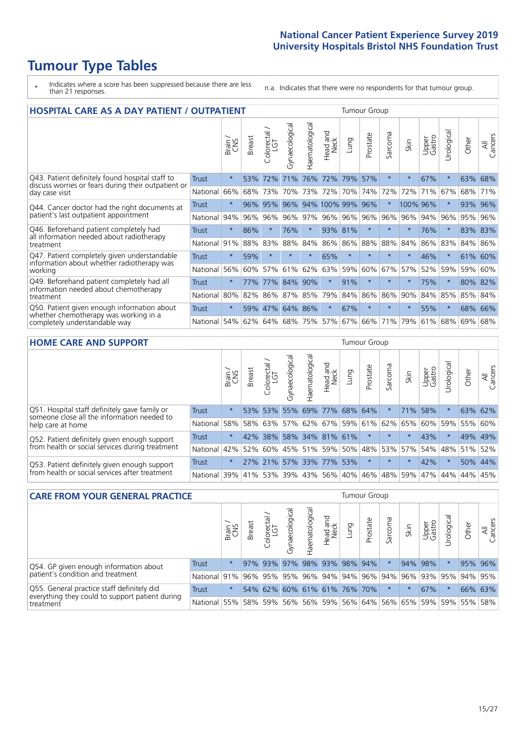# Tumour Type Tables

\* Indicates where a score has been suppressed because there are less than 21 responses.

n.a. Indicates that there were no respondents for that tumour group.

## HOSPITAL CARE AS A DAY PATIENT / OUTPATIENT

| | | Brain / CNS | Breast | Colorectal / LGT | Gynaecological | Haematological | Head and Neck | Lung | Prostate | Sarcoma | Skin | Upper Gastro | Urological | Other | All Cancers |
|---|---|---|---|---|---|---|---|---|---|---|---|---|---|---|---|
| Q43. Patient definitely found hospital staff to discuss worries or fears during their outpatient or day case visit | Trust | * | 53% | 72% | 71% | 76% | 72% | 79% | 57% | * | * | 67% | * | 63% | 68% |
| | National | 66% | 68% | 73% | 70% | 73% | 72% | 70% | 74% | 72% | 72% | 71% | 67% | 68% | 71% |
| Q44. Cancer doctor had the right documents at patient's last outpatient appointment | Trust | * | 96% | 95% | 96% | 94% | 100% | 99% | 96% | * | 100% | 96% | * | 93% | 96% |
| | National | 94% | 96% | 96% | 96% | 97% | 96% | 96% | 96% | 96% | 96% | 94% | 96% | 95% | 96% |
| Q46. Beforehand patient completely had all information needed about radiotherapy treatment | Trust | * | 86% | * | 76% | * | 93% | 81% | * | * | * | 76% | * | 83% | 83% |
| | National | 91% | 88% | 83% | 88% | 84% | 86% | 86% | 88% | 88% | 84% | 86% | 83% | 84% | 86% |
| Q47. Patient completely given understandable information about whether radiotherapy was working | Trust | * | 59% | * | * | * | 65% | * | * | * | * | 46% | * | 61% | 60% |
| | National | 56% | 60% | 57% | 61% | 62% | 63% | 59% | 60% | 67% | 57% | 52% | 59% | 59% | 60% |
| Q49. Beforehand patient completely had all information needed about chemotherapy treatment | Trust | * | 77% | 77% | 84% | 90% | * | 91% | * | * | * | 75% | * | 80% | 82% |
| | National | 80% | 82% | 86% | 87% | 85% | 79% | 84% | 86% | 86% | 90% | 84% | 85% | 85% | 84% |
| Q50. Patient given enough information about whether chemotherapy was working in a completely understandable way | Trust | * | 59% | 47% | 64% | 86% | * | 67% | * | * | * | 55% | * | 68% | 66% |
| | National | 54% | 62% | 64% | 68% | 75% | 57% | 67% | 66% | 71% | 79% | 61% | 68% | 69% | 68% |

## HOME CARE AND SUPPORT

| | | Brain / CNS | Breast | Colorectal / LGT | Gynaecological | Haematological | Head and Neck | Lung | Prostate | Sarcoma | Skin | Upper Gastro | Urological | Other | All Cancers |
|---|---|---|---|---|---|---|---|---|---|---|---|---|---|---|---|
| Q51. Hospital staff definitely gave family or someone close all the information needed to help care at home | Trust | * | 53% | 53% | 55% | 69% | 77% | 68% | 64% | * | 71% | 58% | * | 63% | 62% |
| | National | 58% | 58% | 63% | 57% | 62% | 67% | 59% | 61% | 62% | 65% | 60% | 59% | 55% | 60% |
| Q52. Patient definitely given enough support from health or social services during treatment | Trust | * | 42% | 38% | 58% | 34% | 81% | 61% | * | * | * | 43% | * | 49% | 49% |
| | National | 42% | 52% | 60% | 45% | 51% | 59% | 50% | 48% | 53% | 57% | 54% | 48% | 51% | 52% |
| Q53. Patient definitely given enough support from health or social services after treatment | Trust | * | 27% | 21% | 57% | 33% | 77% | 53% | * | * | * | 42% | * | 50% | 44% |
| | National | 39% | 41% | 53% | 39% | 43% | 56% | 40% | 46% | 48% | 59% | 47% | 44% | 44% | 45% |

## CARE FROM YOUR GENERAL PRACTICE

| | | Brain / CNS | Breast | Colorectal / LGT | Gynaecological | Haematological | Head and Neck | Lung | Prostate | Sarcoma | Skin | Upper Gastro | Urological | Other | All Cancers |
|---|---|---|---|---|---|---|---|---|---|---|---|---|---|---|---|
| Q54. GP given enough information about patient's condition and treatment | Trust | * | 97% | 93% | 97% | 98% | 93% | 98% | 94% | * | 94% | 98% | * | 95% | 96% |
| | National | 91% | 96% | 95% | 95% | 96% | 94% | 94% | 96% | 94% | 96% | 93% | 95% | 94% | 95% |
| Q55. General practice staff definitely did everything they could to support patient during treatment | Trust | * | 54% | 62% | 60% | 61% | 61% | 76% | 70% | * | * | 67% | * | 66% | 63% |
| | National | 55% | 58% | 59% | 56% | 56% | 59% | 56% | 64% | 56% | 65% | 59% | 59% | 55% | 58% |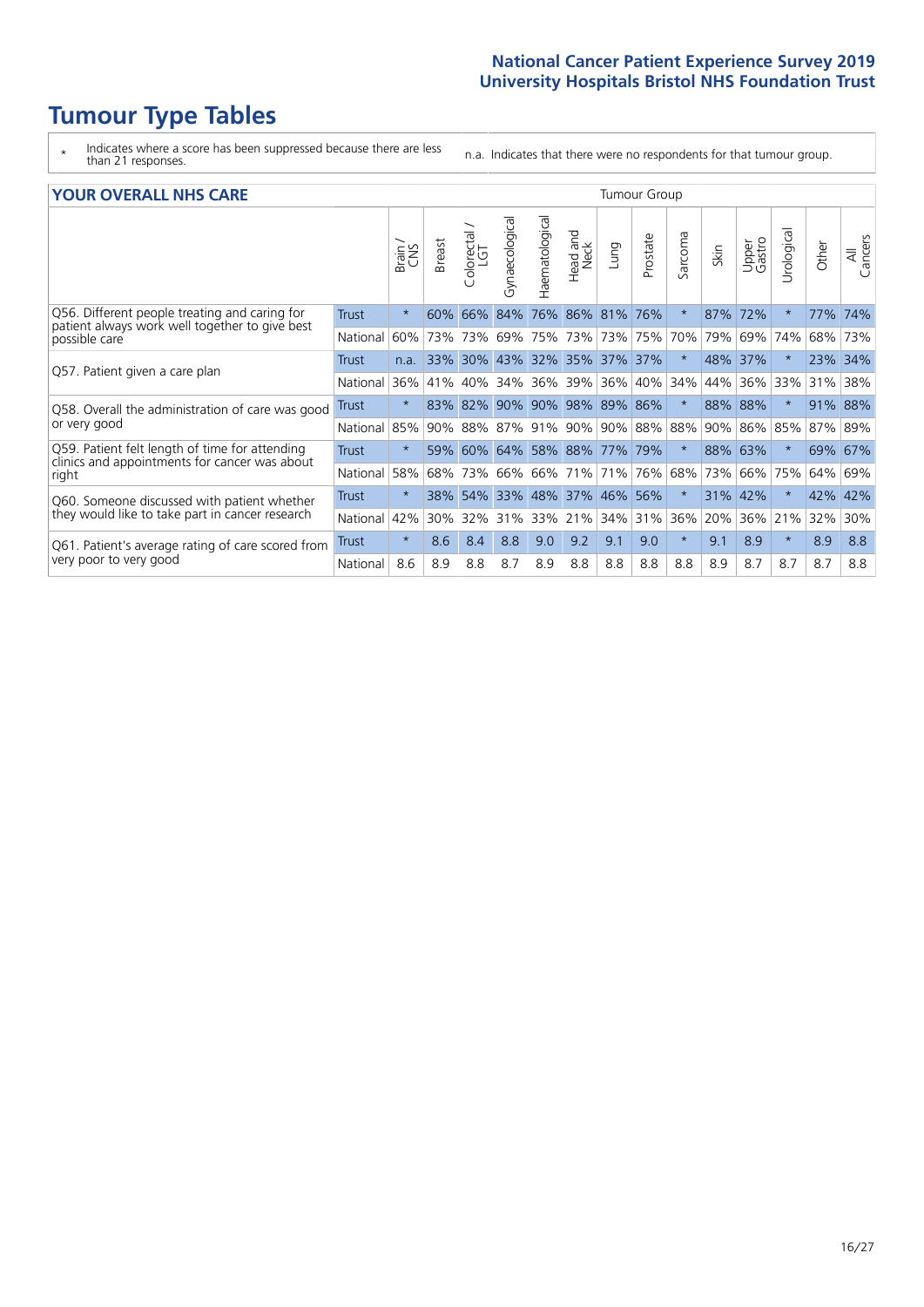# Tumour Type Tables

\* Indicates where a score has been suppressed because there are less than 21 responses.

n.a. Indicates that there were no respondents for that tumour group.

| YOUR OVERALL NHS CARE | | Tumour Group | | | | | | | | | | | | | |
|---|---|---|---|---|---|---|---|---|---|---|---|---|---|---|---|
| | | Brain / CNS | Breast | Colorectal / LGT | Gynaecological | Haematological | Head and Neck | Lung | Prostate | Sarcoma | Skin | Upper Gastro | Urological | Other | All Cancers |
| Q56. Different people treating and caring for patient always work well together to give best possible care | Trust | * | 60% | 66% | 84% | 76% | 86% | 81% | 76% | * | 87% | 72% | * | 77% | 74% |
| | National | 60% | 73% | 73% | 69% | 75% | 73% | 73% | 75% | 70% | 79% | 69% | 74% | 68% | 73% |
| Q57. Patient given a care plan | Trust | n.a. | 33% | 30% | 43% | 32% | 35% | 37% | 37% | * | 48% | 37% | * | 23% | 34% |
| | National | 36% | 41% | 40% | 34% | 36% | 39% | 36% | 40% | 34% | 44% | 36% | 33% | 31% | 38% |
| Q58. Overall the administration of care was good or very good | Trust | * | 83% | 82% | 90% | 90% | 98% | 89% | 86% | * | 88% | 88% | * | 91% | 88% |
| | National | 85% | 90% | 88% | 87% | 91% | 90% | 90% | 88% | 88% | 90% | 86% | 85% | 87% | 89% |
| Q59. Patient felt length of time for attending clinics and appointments for cancer was about right | Trust | * | 59% | 60% | 64% | 58% | 88% | 77% | 79% | * | 88% | 63% | * | 69% | 67% |
| | National | 58% | 68% | 73% | 66% | 66% | 71% | 71% | 76% | 68% | 73% | 66% | 75% | 64% | 69% |
| Q60. Someone discussed with patient whether they would like to take part in cancer research | Trust | * | 38% | 54% | 33% | 48% | 37% | 46% | 56% | * | 31% | 42% | * | 42% | 42% |
| | National | 42% | 30% | 32% | 31% | 33% | 21% | 34% | 31% | 36% | 20% | 36% | 21% | 32% | 30% |
| Q61. Patient's average rating of care scored from very poor to very good | Trust | * | 8.6 | 8.4 | 8.8 | 9.0 | 9.2 | 9.1 | 9.0 | * | 9.1 | 8.9 | * | 8.9 | 8.8 |
| | National | 8.6 | 8.9 | 8.8 | 8.7 | 8.9 | 8.8 | 8.8 | 8.8 | 8.8 | 8.9 | 8.7 | 8.7 | 8.7 | 8.8 |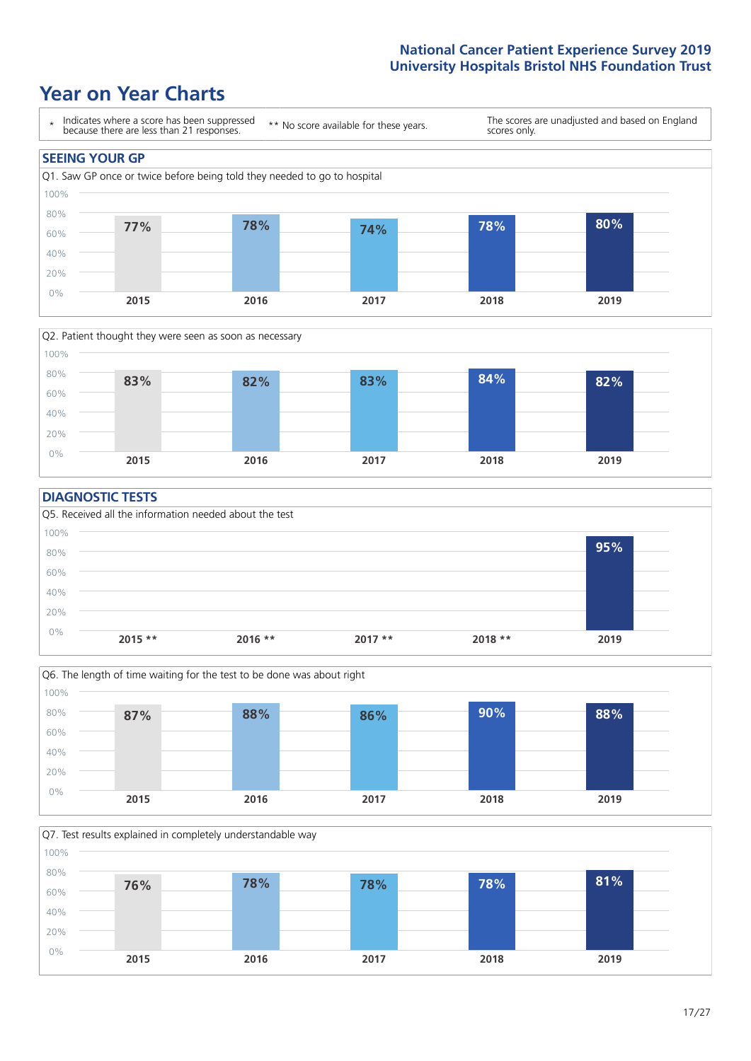# Year on Year Charts

\* Indicates where a score has been suppressed because there are less than 21 responses.

** No score available for these years.

The scores are unadjusted and based on England scores only.

## SEEING YOUR GP

Q1. Saw GP once or twice before being told they needed to go to hospital

| 2015 | 2016 | 2017 | 2018 | 2019 |
|---|---|---|---|---|
| 77% | 78% | 74% | 78% | 80% |

Q2. Patient thought they were seen as soon as necessary

| 2015 | 2016 | 2017 | 2018 | 2019 |
|---|---|---|---|---|
| 83% | 82% | 83% | 84% | 82% |

## DIAGNOSTIC TESTS

Q5. Received all the information needed about the test

| 2015 ** | 2016 ** | 2017 ** | 2018 ** | 2019 |
|---|---|---|---|---|
| | | | | 95% |

Q6. The length of time waiting for the test to be done was about right

| 2015 | 2016 | 2017 | 2018 | 2019 |
|---|---|---|---|---|
| 87% | 88% | 86% | 90% | 88% |

Q7. Test results explained in completely understandable way

| 2015 | 2016 | 2017 | 2018 | 2019 |
|---|---|---|---|---|
| 76% | 78% | 78% | 78% | 81% |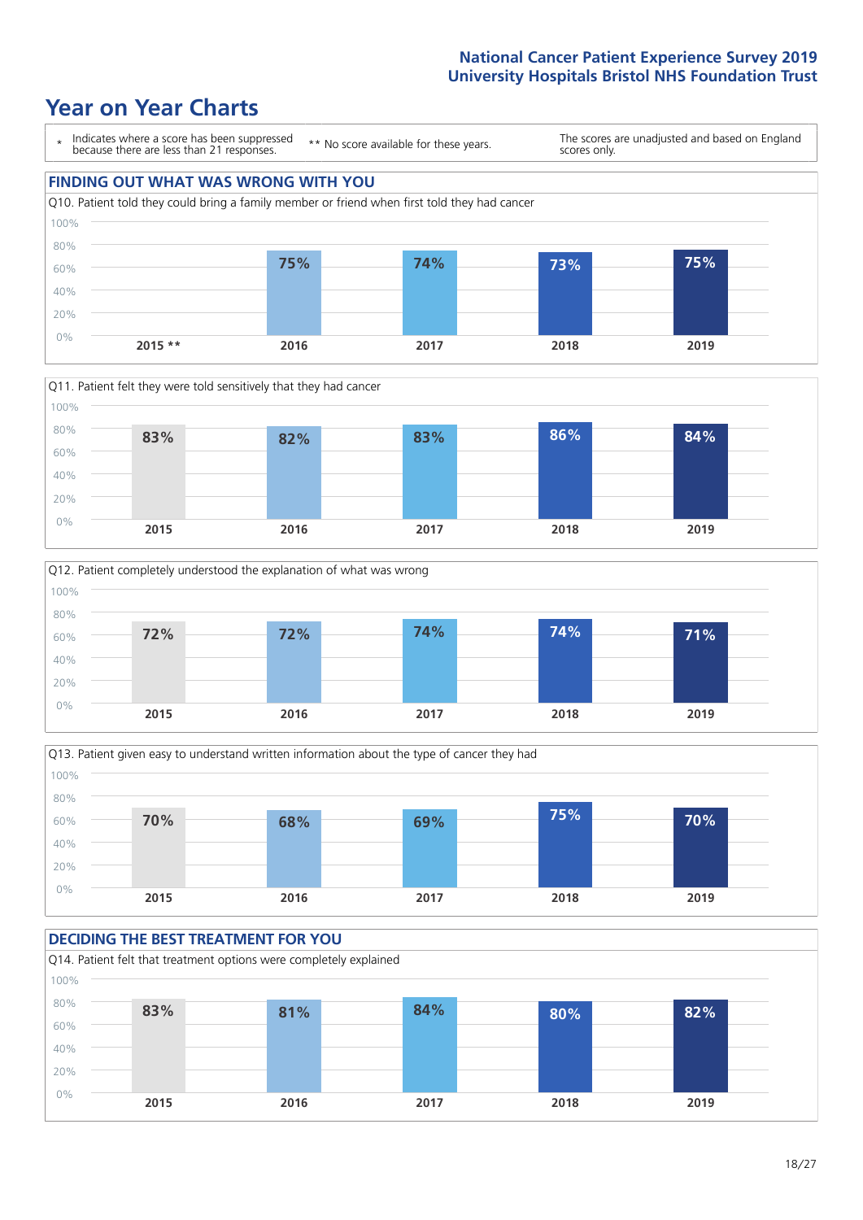# Year on Year Charts

\* Indicates where a score has been suppressed because there are less than 21 responses.

\*\* No score available for these years.

The scores are unadjusted and based on England scores only.

## FINDING OUT WHAT WAS WRONG WITH YOU

Q10. Patient told they could bring a family member or friend when first told they had cancer

| 2015 ** | 2016 | 2017 | 2018 | 2019 |
|---|---|---|---|---|
| | 75% | 74% | 73% | 75% |

Q11. Patient felt they were told sensitively that they had cancer

| 2015 | 2016 | 2017 | 2018 | 2019 |
|---|---|---|---|---|
| 83% | 82% | 83% | 86% | 84% |

Q12. Patient completely understood the explanation of what was wrong

| 2015 | 2016 | 2017 | 2018 | 2019 |
|---|---|---|---|---|
| 72% | 72% | 74% | 74% | 71% |

Q13. Patient given easy to understand written information about the type of cancer they had

| 2015 | 2016 | 2017 | 2018 | 2019 |
|---|---|---|---|---|
| 70% | 68% | 69% | 75% | 70% |

## DECIDING THE BEST TREATMENT FOR YOU

Q14. Patient felt that treatment options were completely explained

| 2015 | 2016 | 2017 | 2018 | 2019 |
|---|---|---|---|---|
| 83% | 81% | 84% | 80% | 82% |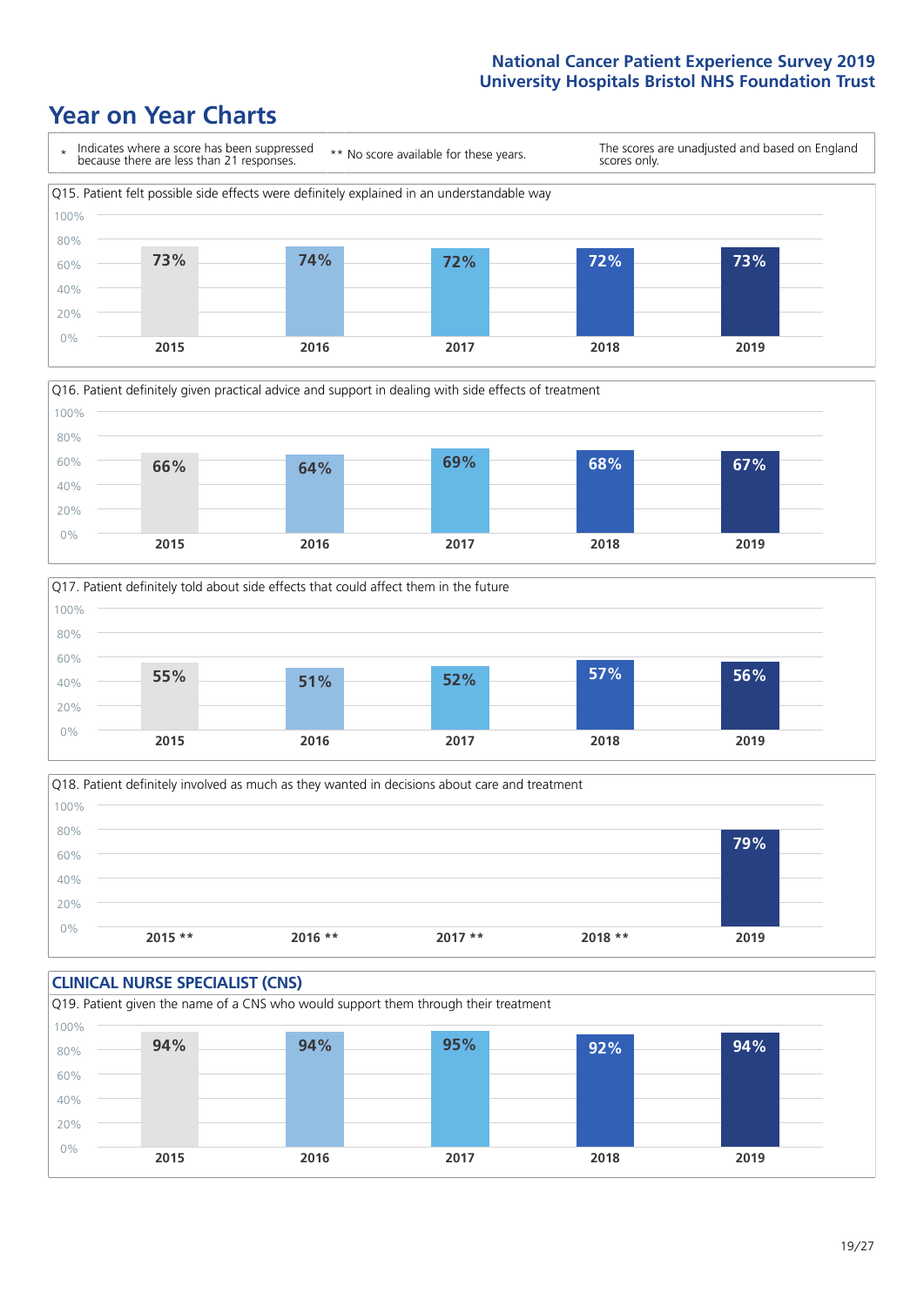# Year on Year Charts

\* Indicates where a score has been suppressed because there are less than 21 responses.

** No score available for these years.

The scores are unadjusted and based on England scores only.

Q15. Patient felt possible side effects were definitely explained in an understandable way

| 2015 | 2016 | 2017 | 2018 | 2019 |
|---|---|---|---|---|
| 73% | 74% | 72% | 72% | 73% |

Q16. Patient definitely given practical advice and support in dealing with side effects of treatment

| 2015 | 2016 | 2017 | 2018 | 2019 |
|---|---|---|---|---|
| 66% | 64% | 69% | 68% | 67% |

Q17. Patient definitely told about side effects that could affect them in the future

| 2015 | 2016 | 2017 | 2018 | 2019 |
|---|---|---|---|---|
| 55% | 51% | 52% | 57% | 56% |

Q18. Patient definitely involved as much as they wanted in decisions about care and treatment

| 2015 ** | 2016 ** | 2017 ** | 2018 ** | 2019 |
|---|---|---|---|---|
| | | | | 79% |

## CLINICAL NURSE SPECIALIST (CNS)

Q19. Patient given the name of a CNS who would support them through their treatment

| 2015 | 2016 | 2017 | 2018 | 2019 |
|---|---|---|---|---|
| 94% | 94% | 95% | 92% | 94% |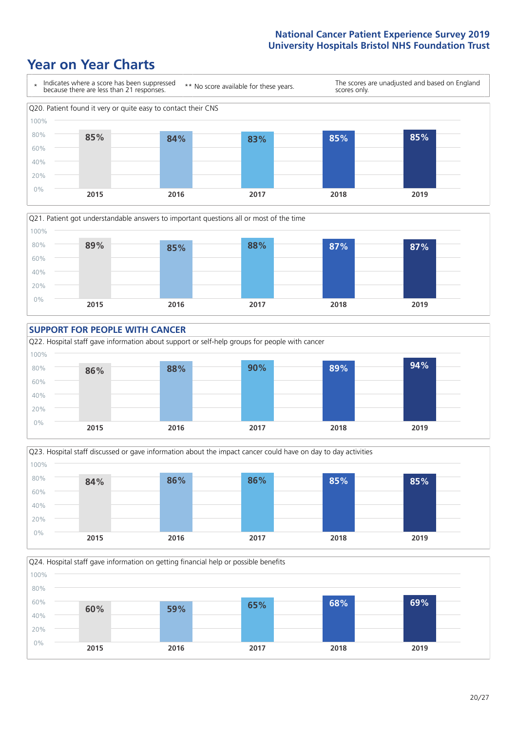# Year on Year Charts

\* Indicates where a score has been suppressed because there are less than 21 responses.

\*\* No score available for these years.

The scores are unadjusted and based on England scores only.

Q20. Patient found it very or quite easy to contact their CNS

| 2015 | 2016 | 2017 | 2018 | 2019 |
|---|---|---|---|---|
| 85% | 84% | 83% | 85% | 85% |

Q21. Patient got understandable answers to important questions all or most of the time

| 2015 | 2016 | 2017 | 2018 | 2019 |
|---|---|---|---|---|
| 89% | 85% | 88% | 87% | 87% |

## SUPPORT FOR PEOPLE WITH CANCER

Q22. Hospital staff gave information about support or self-help groups for people with cancer

| 2015 | 2016 | 2017 | 2018 | 2019 |
|---|---|---|---|---|
| 86% | 88% | 90% | 89% | 94% |

Q23. Hospital staff discussed or gave information about the impact cancer could have on day to day activities

| 2015 | 2016 | 2017 | 2018 | 2019 |
|---|---|---|---|---|
| 84% | 86% | 86% | 85% | 85% |

Q24. Hospital staff gave information on getting financial help or possible benefits

| 2015 | 2016 | 2017 | 2018 | 2019 |
|---|---|---|---|---|
| 60% | 59% | 65% | 68% | 69% |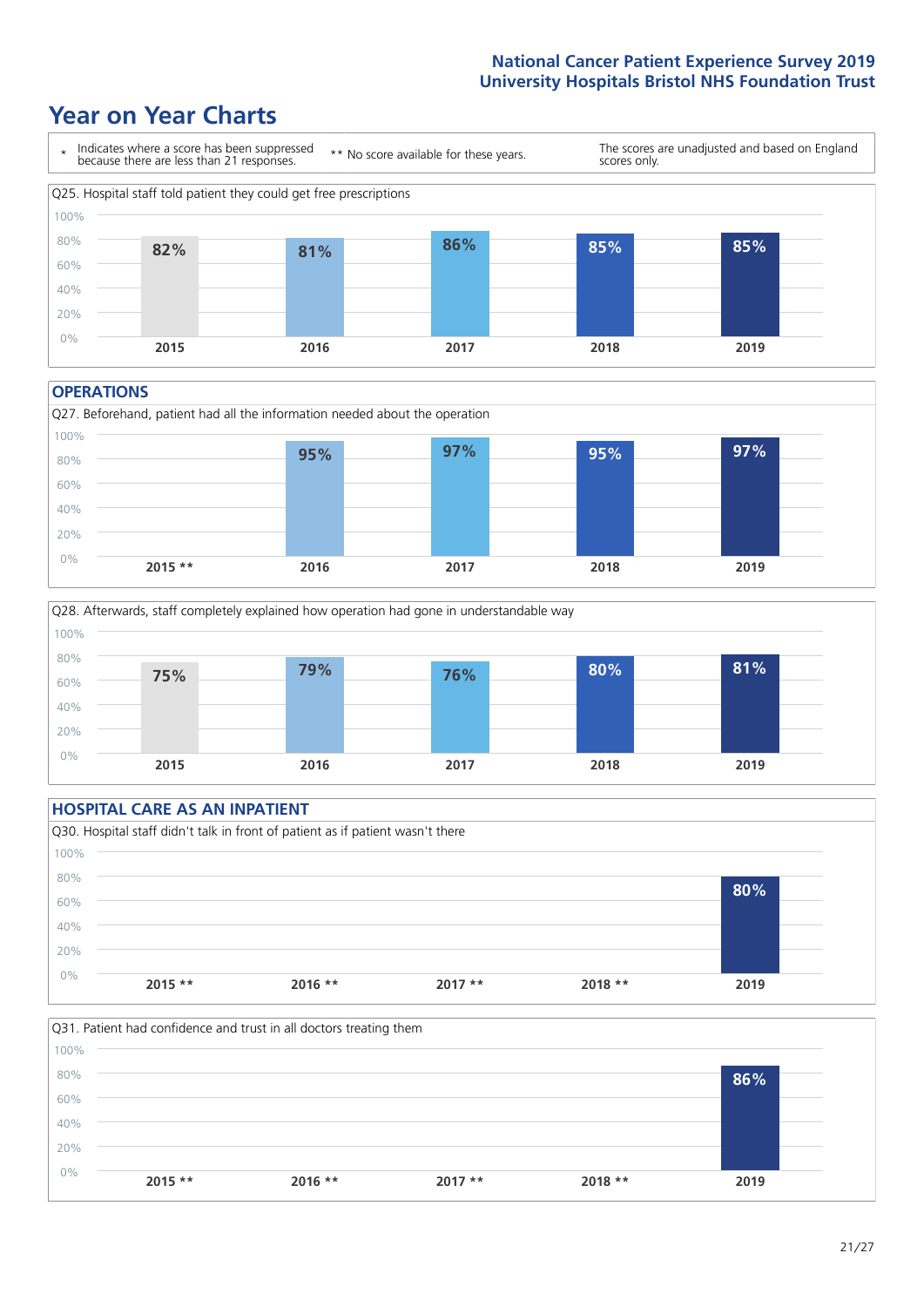# Year on Year Charts

\* Indicates where a score has been suppressed because there are less than 21 responses.

** No score available for these years.

The scores are unadjusted and based on England scores only.

Q25. Hospital staff told patient they could get free prescriptions

| 2015 | 2016 | 2017 | 2018 | 2019 |
|---|---|---|---|---|
| 82% | 81% | 86% | 85% | 85% |

## OPERATIONS

Q27. Beforehand, patient had all the information needed about the operation

| 2015 ** | 2016 | 2017 | 2018 | 2019 |
|---|---|---|---|---|
| | 95% | 97% | 95% | 97% |

Q28. Afterwards, staff completely explained how operation had gone in understandable way

| 2015 | 2016 | 2017 | 2018 | 2019 |
|---|---|---|---|---|
| 75% | 79% | 76% | 80% | 81% |

## HOSPITAL CARE AS AN INPATIENT

Q30. Hospital staff didn't talk in front of patient as if patient wasn't there

| 2015 ** | 2016 ** | 2017 ** | 2018 ** | 2019 |
|---|---|---|---|---|
| | | | | 80% |

Q31. Patient had confidence and trust in all doctors treating them

| 2015 ** | 2016 ** | 2017 ** | 2018 ** | 2019 |
|---|---|---|---|---|
| | | | | 86% |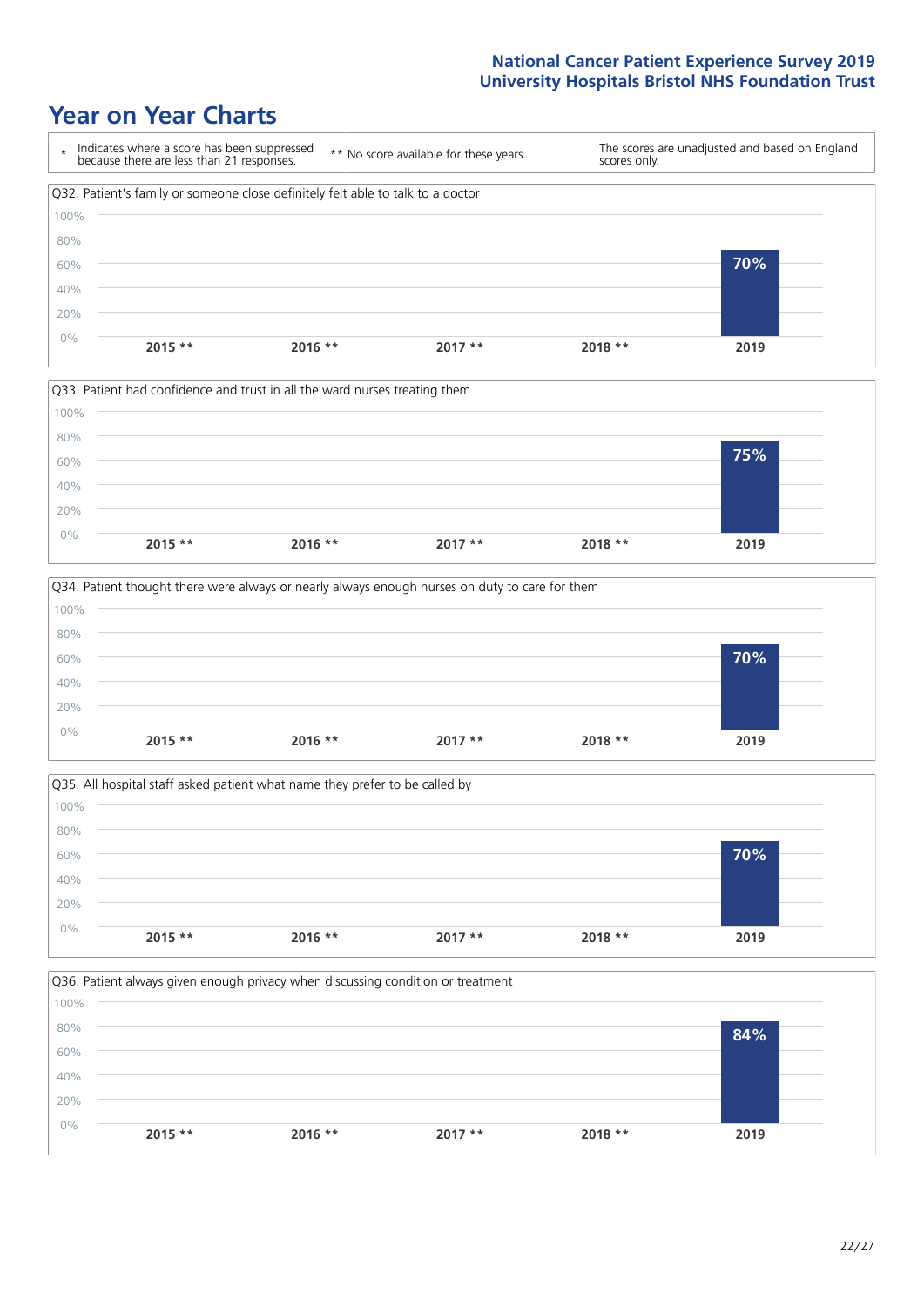# Year on Year Charts

\* Indicates where a score has been suppressed because there are less than 21 responses.

** No score available for these years.

The scores are unadjusted and based on England scores only.

Q32. Patient's family or someone close definitely felt able to talk to a doctor

| 2015 ** | 2016 ** | 2017 ** | 2018 ** | 2019 |
|---|---|---|---|---|
| | | | | 70% |

Q33. Patient had confidence and trust in all the ward nurses treating them

| 2015 ** | 2016 ** | 2017 ** | 2018 ** | 2019 |
|---|---|---|---|---|
| | | | | 75% |

Q34. Patient thought there were always or nearly always enough nurses on duty to care for them

| 2015 ** | 2016 ** | 2017 ** | 2018 ** | 2019 |
|---|---|---|---|---|
| | | | | 70% |

Q35. All hospital staff asked patient what name they prefer to be called by

| 2015 ** | 2016 ** | 2017 ** | 2018 ** | 2019 |
|---|---|---|---|---|
| | | | | 70% |

Q36. Patient always given enough privacy when discussing condition or treatment

| 2015 ** | 2016 ** | 2017 ** | 2018 ** | 2019 |
|---|---|---|---|---|
| | | | | 84% |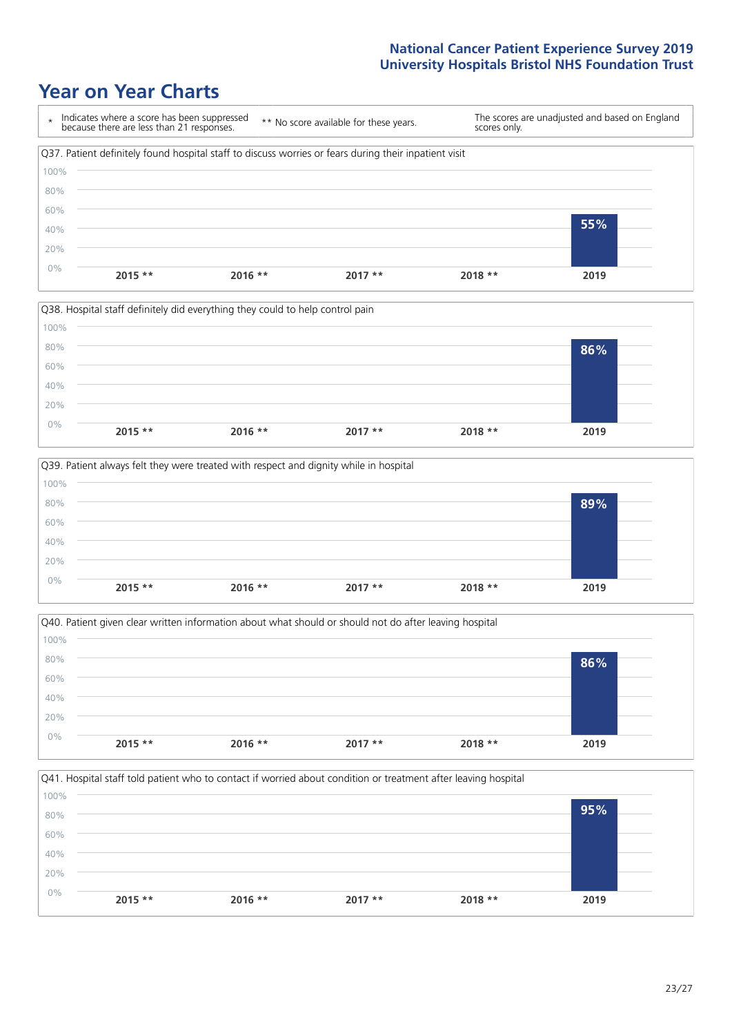# Year on Year Charts

\* Indicates where a score has been suppressed because there are less than 21 responses.

\*\* No score available for these years.

The scores are unadjusted and based on England scores only.

Q37. Patient definitely found hospital staff to discuss worries or fears during their inpatient visit

| 2015 ** | 2016 ** | 2017 ** | 2018 ** | 2019 |
|---|---|---|---|---|
| | | | | 55% |

Q38. Hospital staff definitely did everything they could to help control pain

| 2015 ** | 2016 ** | 2017 ** | 2018 ** | 2019 |
|---|---|---|---|---|
| | | | | 86% |

Q39. Patient always felt they were treated with respect and dignity while in hospital

| 2015 ** | 2016 ** | 2017 ** | 2018 ** | 2019 |
|---|---|---|---|---|
| | | | | 89% |

Q40. Patient given clear written information about what should or should not do after leaving hospital

| 2015 ** | 2016 ** | 2017 ** | 2018 ** | 2019 |
|---|---|---|---|---|
| | | | | 86% |

Q41. Hospital staff told patient who to contact if worried about condition or treatment after leaving hospital

| 2015 ** | 2016 ** | 2017 ** | 2018 ** | 2019 |
|---|---|---|---|---|
| | | | | 95% |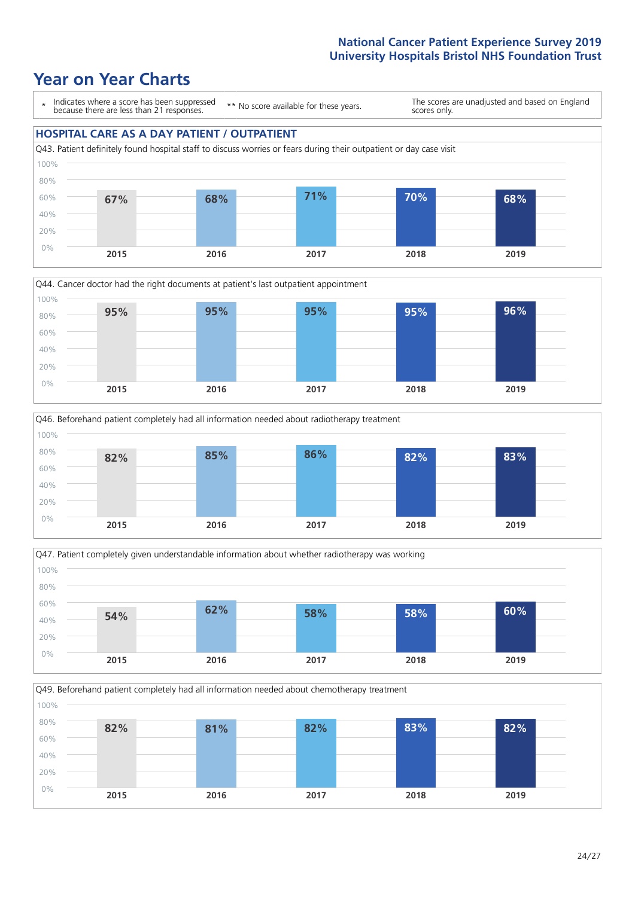# Year on Year Charts

\* Indicates where a score has been suppressed because there are less than 21 responses.

** No score available for these years.

The scores are unadjusted and based on England scores only.

## HOSPITAL CARE AS A DAY PATIENT / OUTPATIENT

Q43. Patient definitely found hospital staff to discuss worries or fears during their outpatient or day case visit

| 2015 | 2016 | 2017 | 2018 | 2019 |
|---|---|---|---|---|
| 67% | 68% | 71% | 70% | 68% |

Q44. Cancer doctor had the right documents at patient's last outpatient appointment

| 2015 | 2016 | 2017 | 2018 | 2019 |
|---|---|---|---|---|
| 95% | 95% | 95% | 95% | 96% |

Q46. Beforehand patient completely had all information needed about radiotherapy treatment

| 2015 | 2016 | 2017 | 2018 | 2019 |
|---|---|---|---|---|
| 82% | 85% | 86% | 82% | 83% |

Q47. Patient completely given understandable information about whether radiotherapy was working

| 2015 | 2016 | 2017 | 2018 | 2019 |
|---|---|---|---|---|
| 54% | 62% | 58% | 58% | 60% |

Q49. Beforehand patient completely had all information needed about chemotherapy treatment

| 2015 | 2016 | 2017 | 2018 | 2019 |
|---|---|---|---|---|
| 82% | 81% | 82% | 83% | 82% |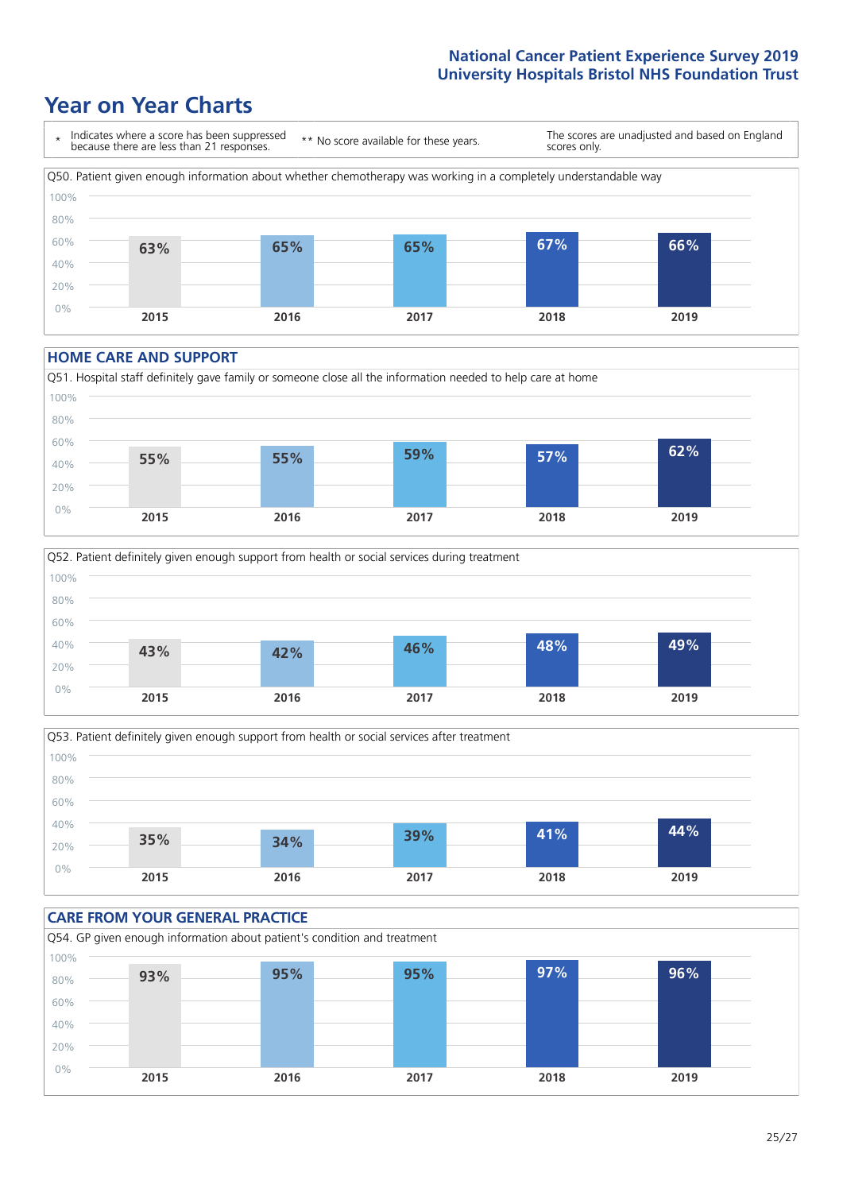# Year on Year Charts

\* Indicates where a score has been suppressed because there are less than 21 responses.

\*\* No score available for these years.

The scores are unadjusted and based on England scores only.

Q50. Patient given enough information about whether chemotherapy was working in a completely understandable way

| 2015 | 2016 | 2017 | 2018 | 2019 |
|---|---|---|---|---|
| 63% | 65% | 65% | 67% | 66% |

## HOME CARE AND SUPPORT

Q51. Hospital staff definitely gave family or someone close all the information needed to help care at home

| 2015 | 2016 | 2017 | 2018 | 2019 |
|---|---|---|---|---|
| 55% | 55% | 59% | 57% | 62% |

Q52. Patient definitely given enough support from health or social services during treatment

| 2015 | 2016 | 2017 | 2018 | 2019 |
|---|---|---|---|---|
| 43% | 42% | 46% | 48% | 49% |

Q53. Patient definitely given enough support from health or social services after treatment

| 2015 | 2016 | 2017 | 2018 | 2019 |
|---|---|---|---|---|
| 35% | 34% | 39% | 41% | 44% |

## CARE FROM YOUR GENERAL PRACTICE

Q54. GP given enough information about patient's condition and treatment

| 2015 | 2016 | 2017 | 2018 | 2019 |
|---|---|---|---|---|
| 93% | 95% | 95% | 97% | 96% |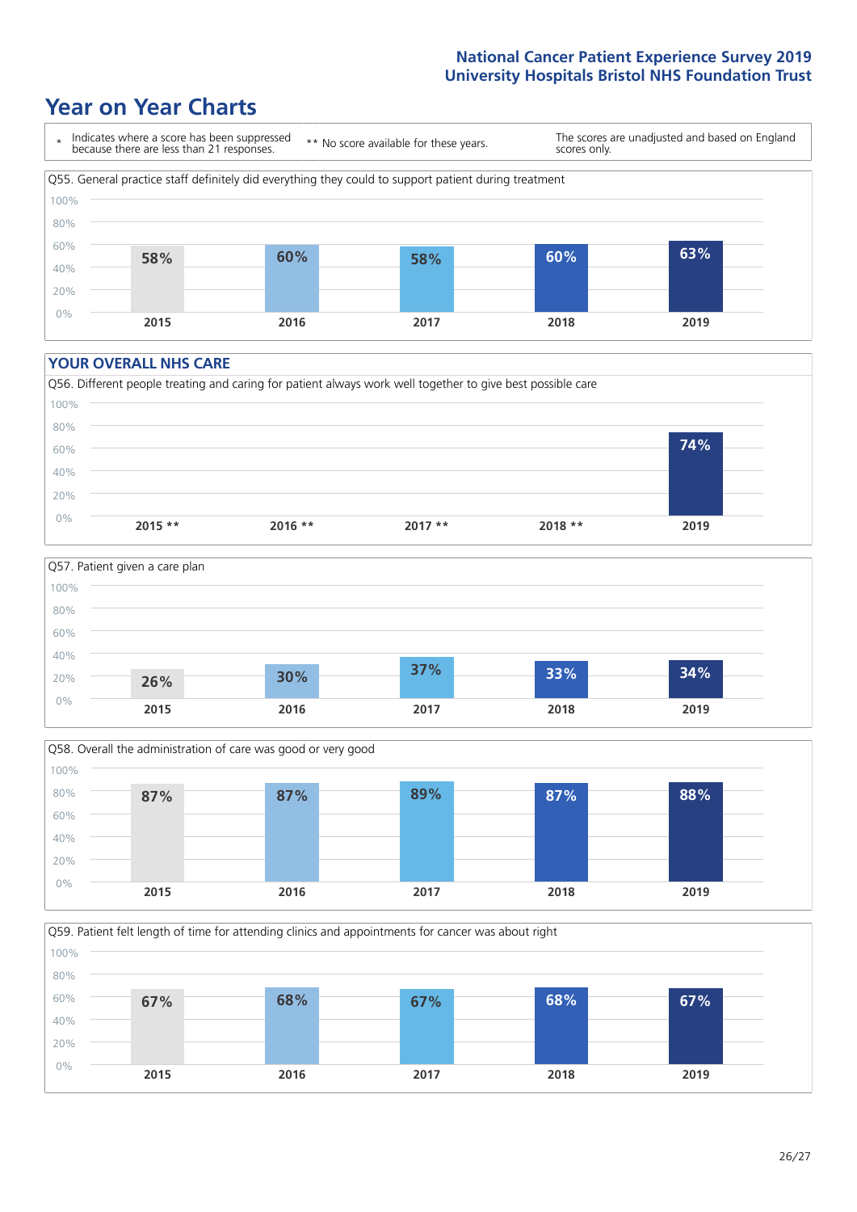# Year on Year Charts

\* Indicates where a score has been suppressed because there are less than 21 responses.

\*\* No score available for these years.

The scores are unadjusted and based on England scores only.

Q55. General practice staff definitely did everything they could to support patient during treatment

| 2015 | 2016 | 2017 | 2018 | 2019 |
|---|---|---|---|---|
| 58% | 60% | 58% | 60% | 63% |

## YOUR OVERALL NHS CARE

Q56. Different people treating and caring for patient always work well together to give best possible care

| 2015 ** | 2016 ** | 2017 ** | 2018 ** | 2019 |
|---|---|---|---|---|
| | | | | 74% |

Q57. Patient given a care plan

| 2015 | 2016 | 2017 | 2018 | 2019 |
|---|---|---|---|---|
| 26% | 30% | 37% | 33% | 34% |

Q58. Overall the administration of care was good or very good

| 2015 | 2016 | 2017 | 2018 | 2019 |
|---|---|---|---|---|
| 87% | 87% | 89% | 87% | 88% |

Q59. Patient felt length of time for attending clinics and appointments for cancer was about right

| 2015 | 2016 | 2017 | 2018 | 2019 |
|---|---|---|---|---|
| 67% | 68% | 67% | 68% | 67% |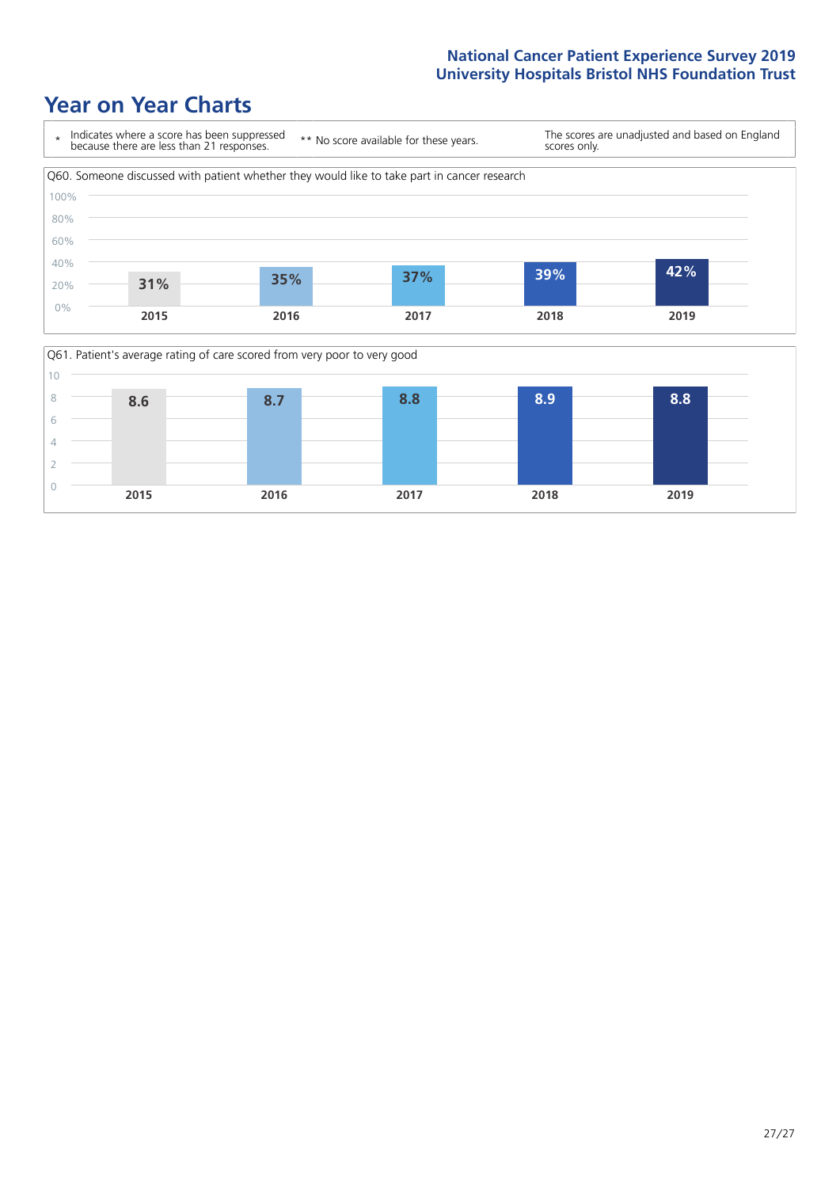# Year on Year Charts

\* Indicates where a score has been suppressed because there are less than 21 responses.

** No score available for these years.

The scores are unadjusted and based on England scores only.

Q60. Someone discussed with patient whether they would like to take part in cancer research

100%
80%
60%
40%
20%
0%

31% 35% 37% 39% 42%

2015 2016 2017 2018 2019

Q61. Patient's average rating of care scored from very poor to very good

10
8
6
4
2
0

8.6 8.7 8.8 8.9 8.8

2015 2016 2017 2018 2019